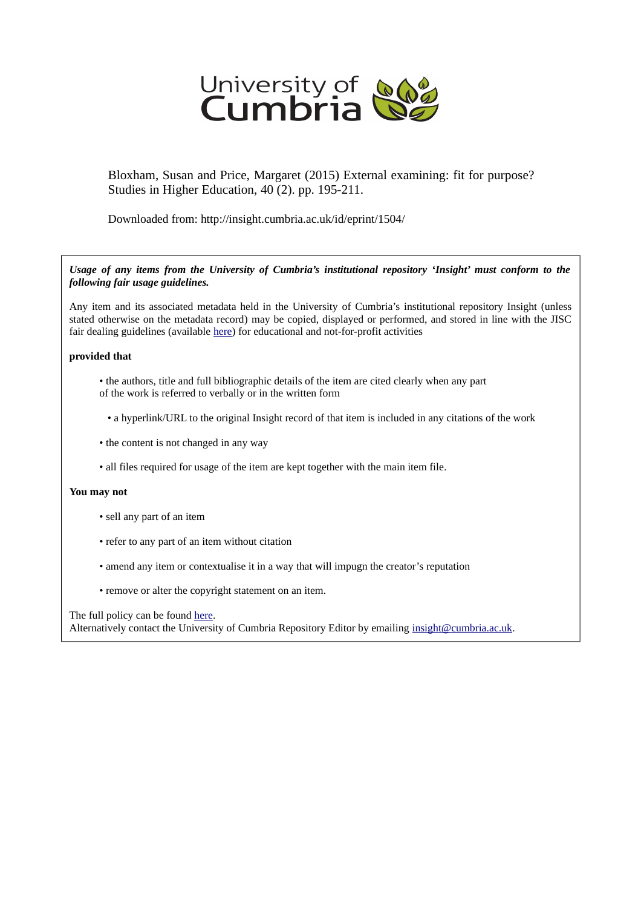University of Cumbria

Bloxham, Susan and Price, Margaret (2015) External examining: fit for purpose? Studies in Higher Education, 40 (2). pp. 195-211.

Downloaded from: http://insight.cumbria.ac.uk/id/eprint/1504/

***Usage of any items from the University of Cumbria's institutional repository 'Insight' must conform to the following fair usage guidelines.***

Any item and its associated metadata held in the University of Cumbria's institutional repository Insight (unless stated otherwise on the metadata record) may be copied, displayed or performed, and stored in line with the JISC fair dealing guidelines (available here) for educational and not-for-profit activities

**provided that**

- the authors, title and full bibliographic details of the item are cited clearly when any part of the work is referred to verbally or in the written form
- a hyperlink/URL to the original Insight record of that item is included in any citations of the work
- the content is not changed in any way
- all files required for usage of the item are kept together with the main item file.

**You may not**

- sell any part of an item
- refer to any part of an item without citation
- amend any item or contextualise it in a way that will impugn the creator's reputation
- remove or alter the copyright statement on an item.

The full policy can be found here.
Alternatively contact the University of Cumbria Repository Editor by emailing insight@cumbria.ac.uk.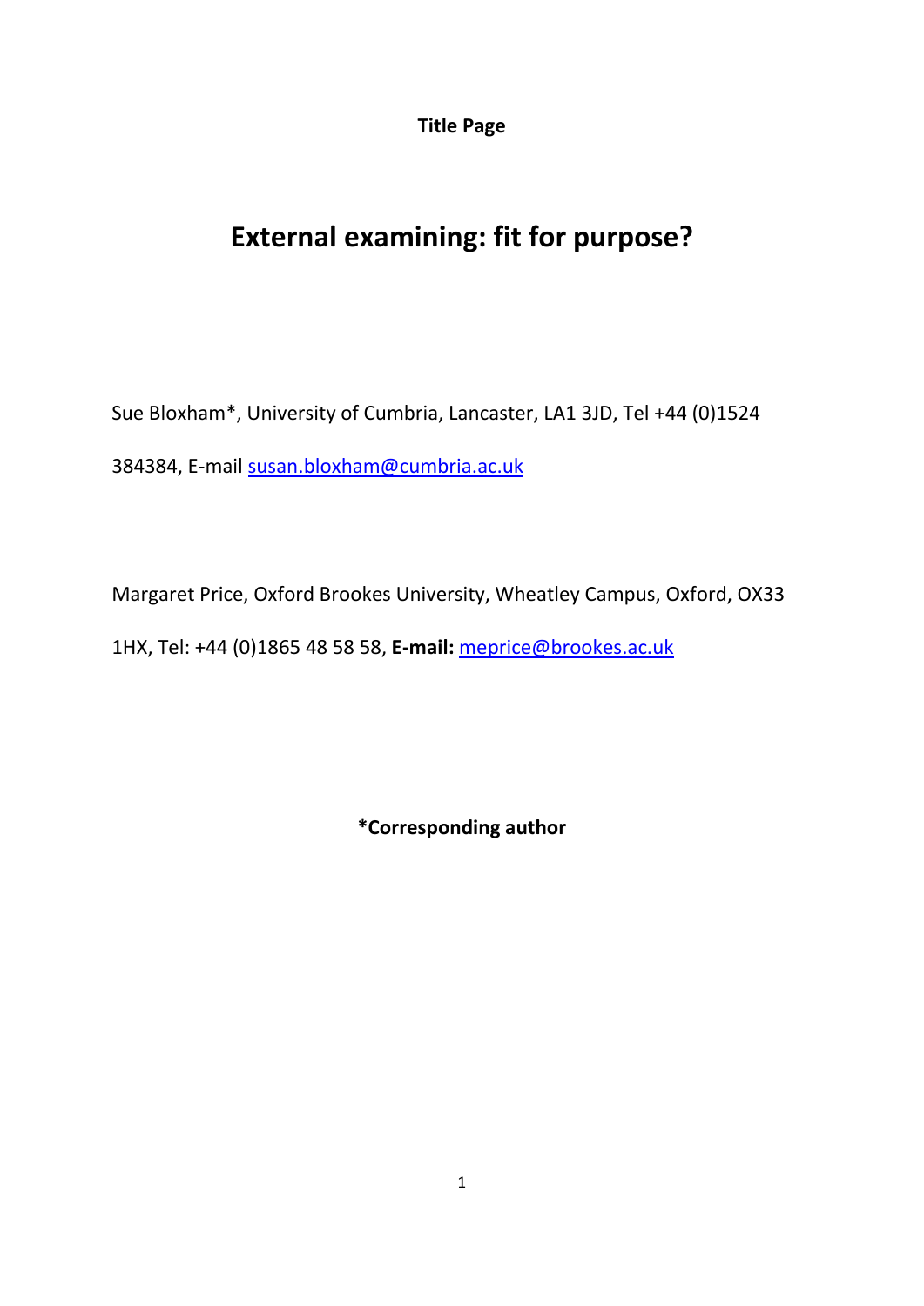**Title Page**

# External examining: fit for purpose?

Sue Bloxham*, University of Cumbria, Lancaster, LA1 3JD, Tel +44 (0)1524 384384, E-mail susan.bloxham@cumbria.ac.uk

Margaret Price, Oxford Brookes University, Wheatley Campus, Oxford, OX33 1HX, Tel: +44 (0)1865 48 58 58, **E-mail:** meprice@brookes.ac.uk

***Corresponding author**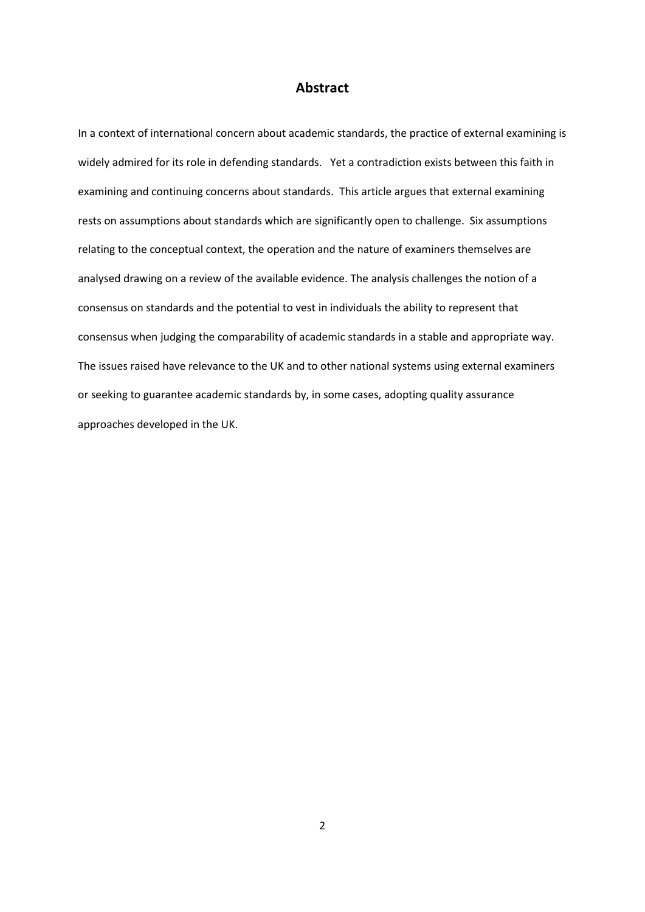## Abstract

In a context of international concern about academic standards, the practice of external examining is widely admired for its role in defending standards. Yet a contradiction exists between this faith in examining and continuing concerns about standards. This article argues that external examining rests on assumptions about standards which are significantly open to challenge. Six assumptions relating to the conceptual context, the operation and the nature of examiners themselves are analysed drawing on a review of the available evidence. The analysis challenges the notion of a consensus on standards and the potential to vest in individuals the ability to represent that consensus when judging the comparability of academic standards in a stable and appropriate way. The issues raised have relevance to the UK and to other national systems using external examiners or seeking to guarantee academic standards by, in some cases, adopting quality assurance approaches developed in the UK.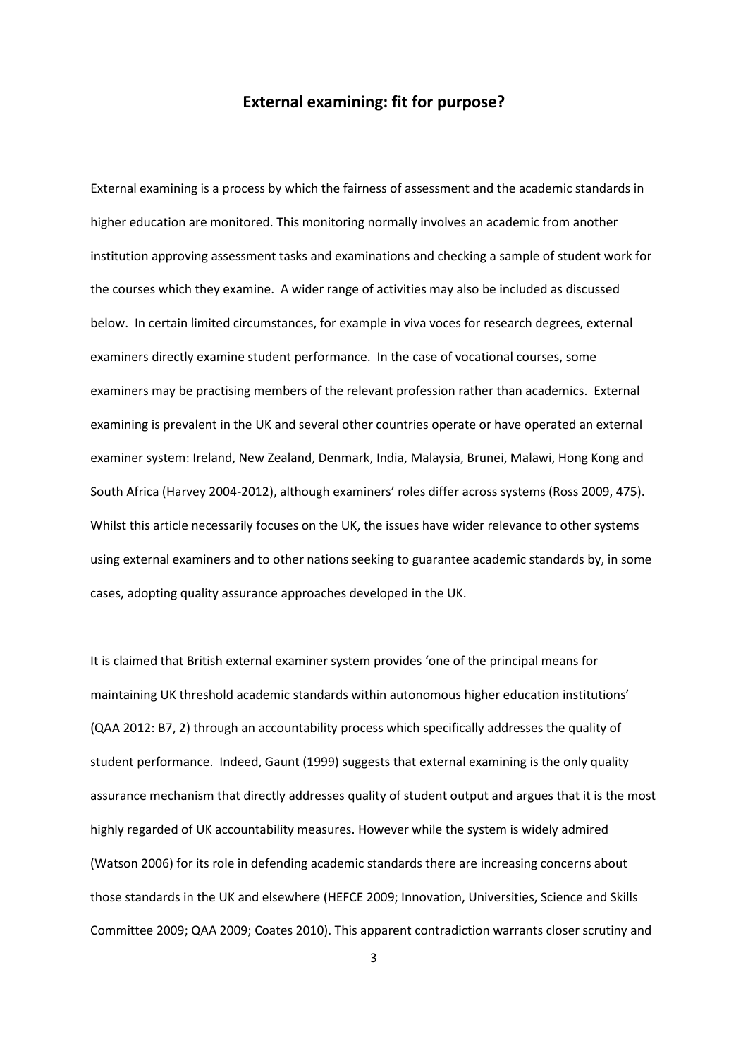## External examining: fit for purpose?

External examining is a process by which the fairness of assessment and the academic standards in higher education are monitored. This monitoring normally involves an academic from another institution approving assessment tasks and examinations and checking a sample of student work for the courses which they examine. A wider range of activities may also be included as discussed below. In certain limited circumstances, for example in viva voces for research degrees, external examiners directly examine student performance. In the case of vocational courses, some examiners may be practising members of the relevant profession rather than academics. External examining is prevalent in the UK and several other countries operate or have operated an external examiner system: Ireland, New Zealand, Denmark, India, Malaysia, Brunei, Malawi, Hong Kong and South Africa (Harvey 2004-2012), although examiners' roles differ across systems (Ross 2009, 475). Whilst this article necessarily focuses on the UK, the issues have wider relevance to other systems using external examiners and to other nations seeking to guarantee academic standards by, in some cases, adopting quality assurance approaches developed in the UK.

It is claimed that British external examiner system provides 'one of the principal means for maintaining UK threshold academic standards within autonomous higher education institutions' (QAA 2012: B7, 2) through an accountability process which specifically addresses the quality of student performance. Indeed, Gaunt (1999) suggests that external examining is the only quality assurance mechanism that directly addresses quality of student output and argues that it is the most highly regarded of UK accountability measures. However while the system is widely admired (Watson 2006) for its role in defending academic standards there are increasing concerns about those standards in the UK and elsewhere (HEFCE 2009; Innovation, Universities, Science and Skills Committee 2009; QAA 2009; Coates 2010). This apparent contradiction warrants closer scrutiny and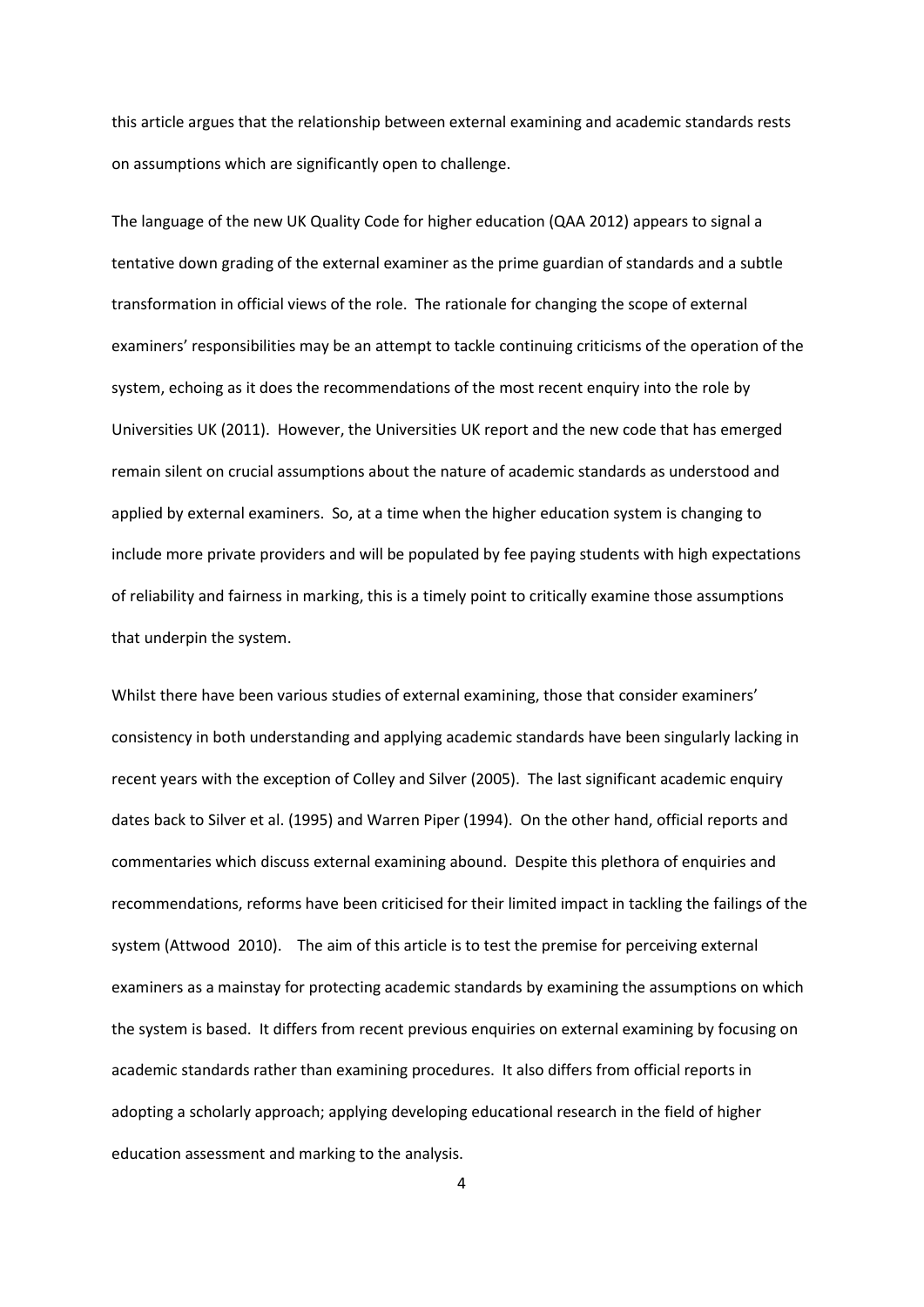this article argues that the relationship between external examining and academic standards rests on assumptions which are significantly open to challenge.

The language of the new UK Quality Code for higher education (QAA 2012) appears to signal a tentative down grading of the external examiner as the prime guardian of standards and a subtle transformation in official views of the role. The rationale for changing the scope of external examiners' responsibilities may be an attempt to tackle continuing criticisms of the operation of the system, echoing as it does the recommendations of the most recent enquiry into the role by Universities UK (2011). However, the Universities UK report and the new code that has emerged remain silent on crucial assumptions about the nature of academic standards as understood and applied by external examiners. So, at a time when the higher education system is changing to include more private providers and will be populated by fee paying students with high expectations of reliability and fairness in marking, this is a timely point to critically examine those assumptions that underpin the system.

Whilst there have been various studies of external examining, those that consider examiners' consistency in both understanding and applying academic standards have been singularly lacking in recent years with the exception of Colley and Silver (2005). The last significant academic enquiry dates back to Silver et al. (1995) and Warren Piper (1994). On the other hand, official reports and commentaries which discuss external examining abound. Despite this plethora of enquiries and recommendations, reforms have been criticised for their limited impact in tackling the failings of the system (Attwood 2010). The aim of this article is to test the premise for perceiving external examiners as a mainstay for protecting academic standards by examining the assumptions on which the system is based. It differs from recent previous enquiries on external examining by focusing on academic standards rather than examining procedures. It also differs from official reports in adopting a scholarly approach; applying developing educational research in the field of higher education assessment and marking to the analysis.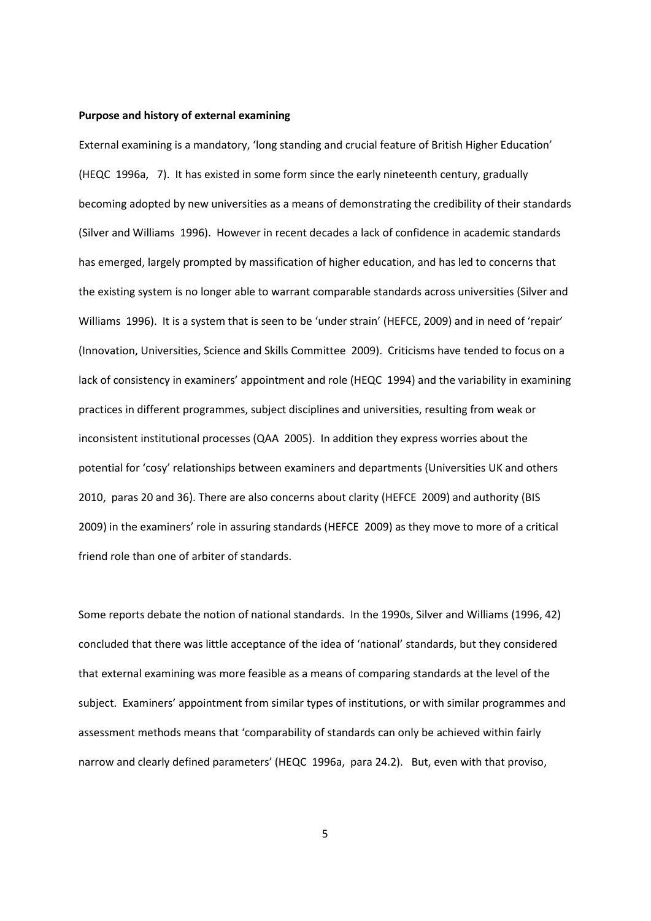**Purpose and history of external examining**

External examining is a mandatory, 'long standing and crucial feature of British Higher Education' (HEQC 1996a, 7). It has existed in some form since the early nineteenth century, gradually becoming adopted by new universities as a means of demonstrating the credibility of their standards (Silver and Williams 1996). However in recent decades a lack of confidence in academic standards has emerged, largely prompted by massification of higher education, and has led to concerns that the existing system is no longer able to warrant comparable standards across universities (Silver and Williams 1996). It is a system that is seen to be 'under strain' (HEFCE, 2009) and in need of 'repair' (Innovation, Universities, Science and Skills Committee 2009). Criticisms have tended to focus on a lack of consistency in examiners' appointment and role (HEQC 1994) and the variability in examining practices in different programmes, subject disciplines and universities, resulting from weak or inconsistent institutional processes (QAA 2005). In addition they express worries about the potential for 'cosy' relationships between examiners and departments (Universities UK and others 2010, paras 20 and 36). There are also concerns about clarity (HEFCE 2009) and authority (BIS 2009) in the examiners' role in assuring standards (HEFCE 2009) as they move to more of a critical friend role than one of arbiter of standards.

Some reports debate the notion of national standards. In the 1990s, Silver and Williams (1996, 42) concluded that there was little acceptance of the idea of 'national' standards, but they considered that external examining was more feasible as a means of comparing standards at the level of the subject. Examiners' appointment from similar types of institutions, or with similar programmes and assessment methods means that 'comparability of standards can only be achieved within fairly narrow and clearly defined parameters' (HEQC 1996a, para 24.2). But, even with that proviso,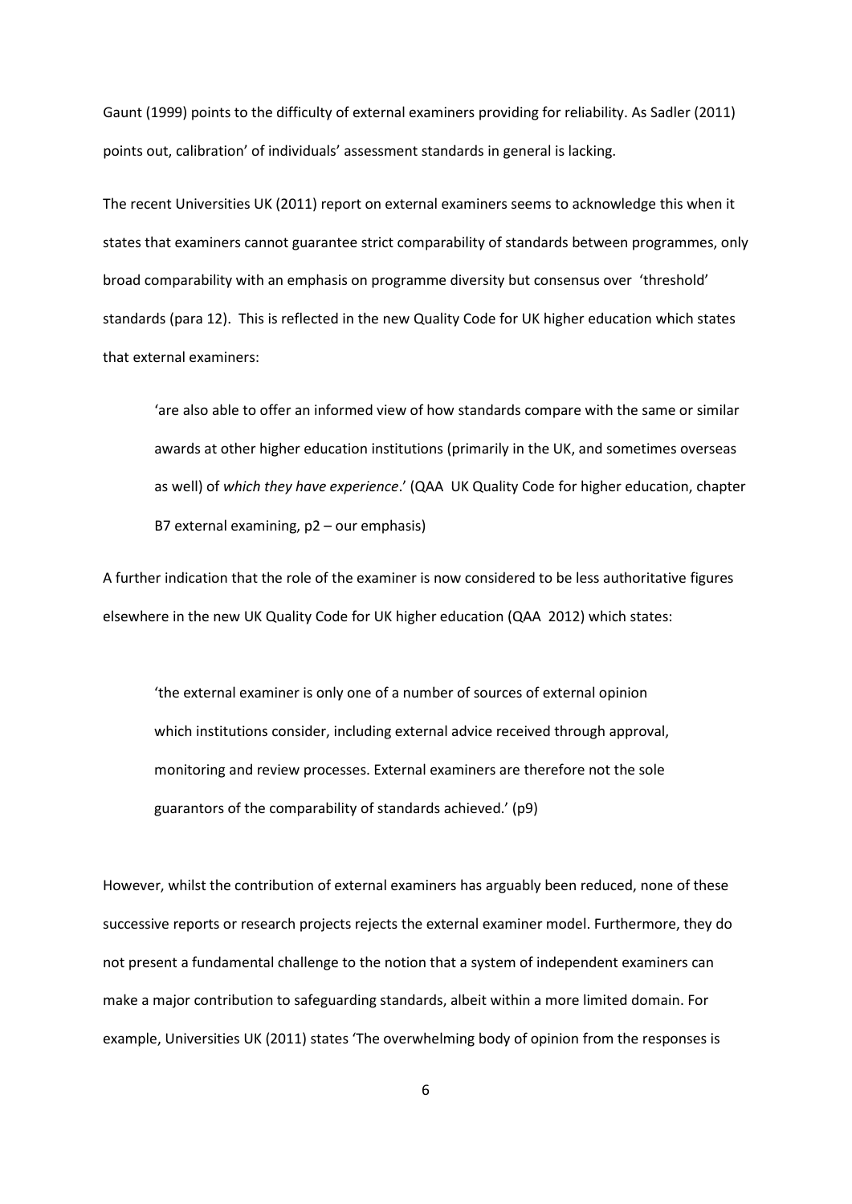Gaunt (1999) points to the difficulty of external examiners providing for reliability. As Sadler (2011) points out, calibration' of individuals' assessment standards in general is lacking.

The recent Universities UK (2011) report on external examiners seems to acknowledge this when it states that examiners cannot guarantee strict comparability of standards between programmes, only broad comparability with an emphasis on programme diversity but consensus over 'threshold' standards (para 12). This is reflected in the new Quality Code for UK higher education which states that external examiners:

> 'are also able to offer an informed view of how standards compare with the same or similar awards at other higher education institutions (primarily in the UK, and sometimes overseas as well) of *which they have experience*.' (QAA UK Quality Code for higher education, chapter B7 external examining, p2 – our emphasis)

A further indication that the role of the examiner is now considered to be less authoritative figures elsewhere in the new UK Quality Code for UK higher education (QAA 2012) which states:

> 'the external examiner is only one of a number of sources of external opinion which institutions consider, including external advice received through approval, monitoring and review processes. External examiners are therefore not the sole guarantors of the comparability of standards achieved.' (p9)

However, whilst the contribution of external examiners has arguably been reduced, none of these successive reports or research projects rejects the external examiner model. Furthermore, they do not present a fundamental challenge to the notion that a system of independent examiners can make a major contribution to safeguarding standards, albeit within a more limited domain. For example, Universities UK (2011) states 'The overwhelming body of opinion from the responses is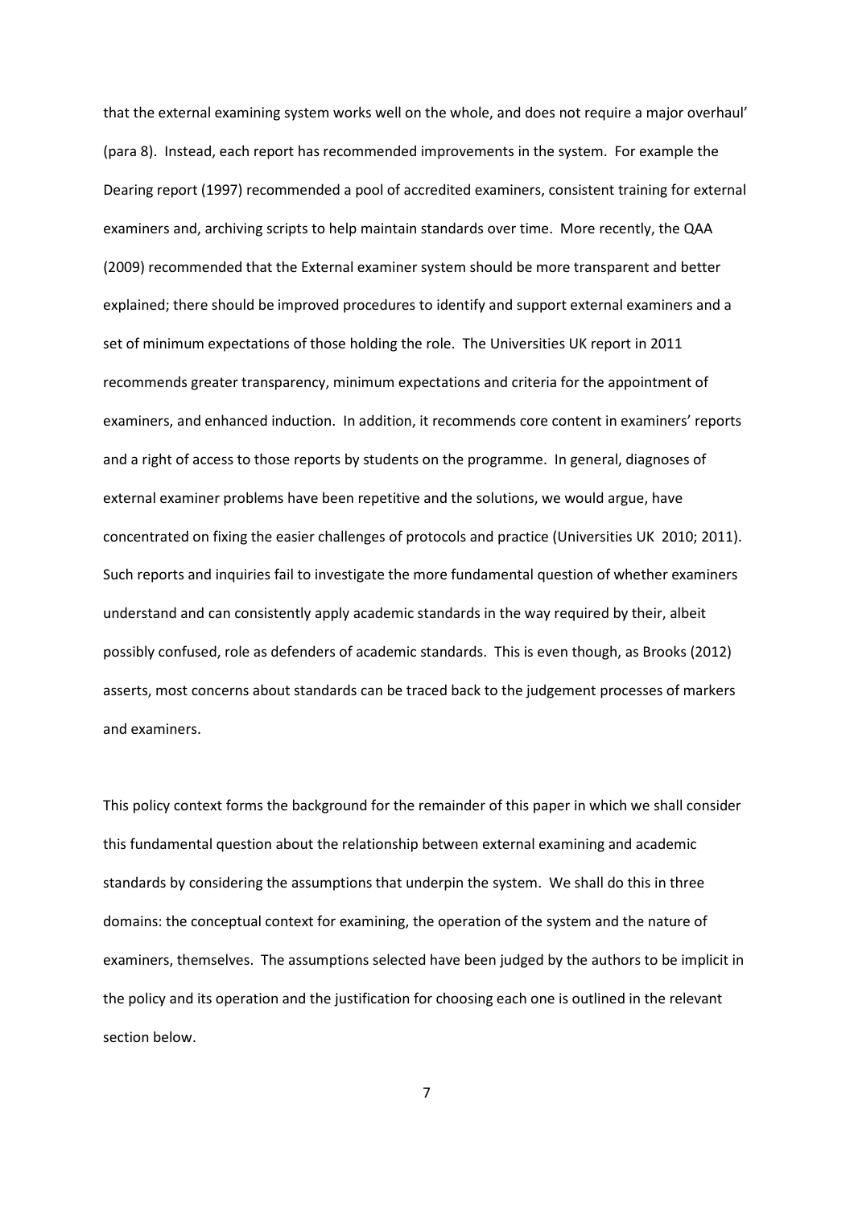that the external examining system works well on the whole, and does not require a major overhaul' (para 8). Instead, each report has recommended improvements in the system. For example the Dearing report (1997) recommended a pool of accredited examiners, consistent training for external examiners and, archiving scripts to help maintain standards over time. More recently, the QAA (2009) recommended that the External examiner system should be more transparent and better explained; there should be improved procedures to identify and support external examiners and a set of minimum expectations of those holding the role. The Universities UK report in 2011 recommends greater transparency, minimum expectations and criteria for the appointment of examiners, and enhanced induction. In addition, it recommends core content in examiners' reports and a right of access to those reports by students on the programme. In general, diagnoses of external examiner problems have been repetitive and the solutions, we would argue, have concentrated on fixing the easier challenges of protocols and practice (Universities UK 2010; 2011). Such reports and inquiries fail to investigate the more fundamental question of whether examiners understand and can consistently apply academic standards in the way required by their, albeit possibly confused, role as defenders of academic standards. This is even though, as Brooks (2012) asserts, most concerns about standards can be traced back to the judgement processes of markers and examiners.

This policy context forms the background for the remainder of this paper in which we shall consider this fundamental question about the relationship between external examining and academic standards by considering the assumptions that underpin the system. We shall do this in three domains: the conceptual context for examining, the operation of the system and the nature of examiners, themselves. The assumptions selected have been judged by the authors to be implicit in the policy and its operation and the justification for choosing each one is outlined in the relevant section below.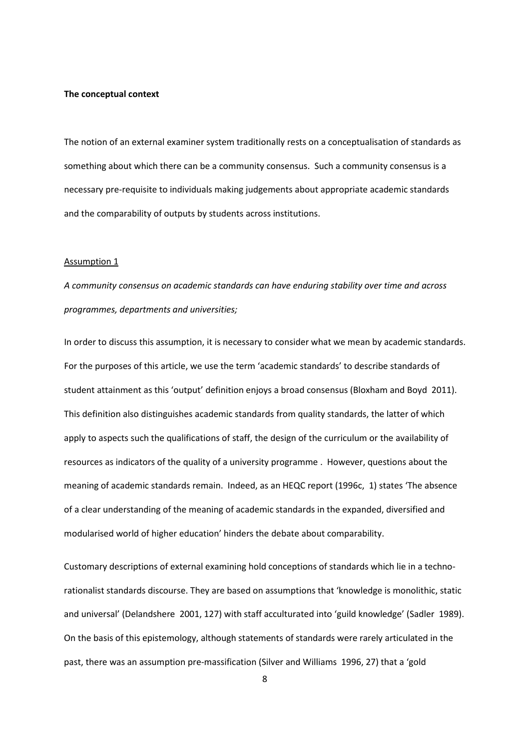**The conceptual context**

The notion of an external examiner system traditionally rests on a conceptualisation of standards as something about which there can be a community consensus. Such a community consensus is a necessary pre-requisite to individuals making judgements about appropriate academic standards and the comparability of outputs by students across institutions.

Assumption 1

*A community consensus on academic standards can have enduring stability over time and across programmes, departments and universities;*

In order to discuss this assumption, it is necessary to consider what we mean by academic standards. For the purposes of this article, we use the term 'academic standards' to describe standards of student attainment as this 'output' definition enjoys a broad consensus (Bloxham and Boyd 2011). This definition also distinguishes academic standards from quality standards, the latter of which apply to aspects such the qualifications of staff, the design of the curriculum or the availability of resources as indicators of the quality of a university programme . However, questions about the meaning of academic standards remain. Indeed, as an HEQC report (1996c, 1) states 'The absence of a clear understanding of the meaning of academic standards in the expanded, diversified and modularised world of higher education' hinders the debate about comparability.

Customary descriptions of external examining hold conceptions of standards which lie in a techno-rationalist standards discourse. They are based on assumptions that 'knowledge is monolithic, static and universal' (Delandshere 2001, 127) with staff acculturated into 'guild knowledge' (Sadler 1989). On the basis of this epistemology, although statements of standards were rarely articulated in the past, there was an assumption pre-massification (Silver and Williams 1996, 27) that a 'gold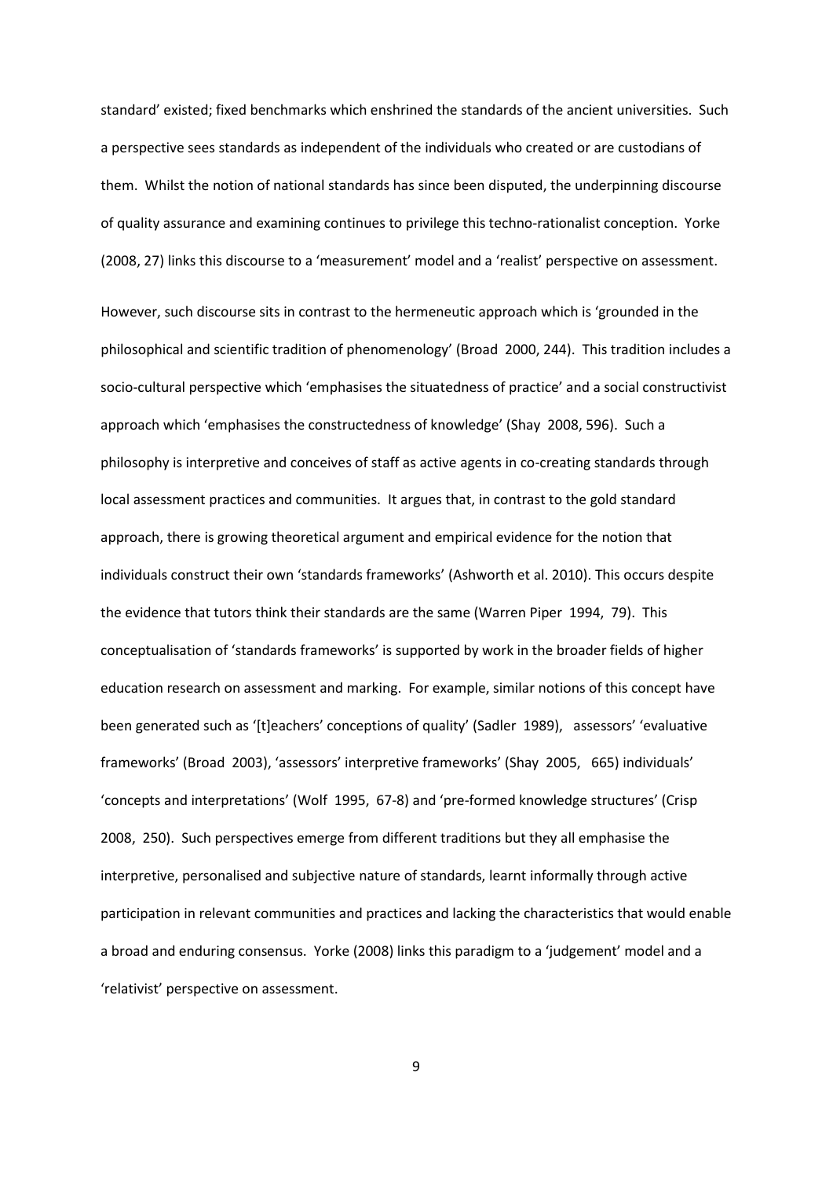standard' existed; fixed benchmarks which enshrined the standards of the ancient universities. Such a perspective sees standards as independent of the individuals who created or are custodians of them. Whilst the notion of national standards has since been disputed, the underpinning discourse of quality assurance and examining continues to privilege this techno-rationalist conception. Yorke (2008, 27) links this discourse to a 'measurement' model and a 'realist' perspective on assessment.

However, such discourse sits in contrast to the hermeneutic approach which is 'grounded in the philosophical and scientific tradition of phenomenology' (Broad 2000, 244). This tradition includes a socio-cultural perspective which 'emphasises the situatedness of practice' and a social constructivist approach which 'emphasises the constructedness of knowledge' (Shay 2008, 596). Such a philosophy is interpretive and conceives of staff as active agents in co-creating standards through local assessment practices and communities. It argues that, in contrast to the gold standard approach, there is growing theoretical argument and empirical evidence for the notion that individuals construct their own 'standards frameworks' (Ashworth et al. 2010). This occurs despite the evidence that tutors think their standards are the same (Warren Piper 1994, 79). This conceptualisation of 'standards frameworks' is supported by work in the broader fields of higher education research on assessment and marking. For example, similar notions of this concept have been generated such as '[t]eachers' conceptions of quality' (Sadler 1989), assessors' 'evaluative frameworks' (Broad 2003), 'assessors' interpretive frameworks' (Shay 2005, 665) individuals' 'concepts and interpretations' (Wolf 1995, 67-8) and 'pre-formed knowledge structures' (Crisp 2008, 250). Such perspectives emerge from different traditions but they all emphasise the interpretive, personalised and subjective nature of standards, learnt informally through active participation in relevant communities and practices and lacking the characteristics that would enable a broad and enduring consensus. Yorke (2008) links this paradigm to a 'judgement' model and a 'relativist' perspective on assessment.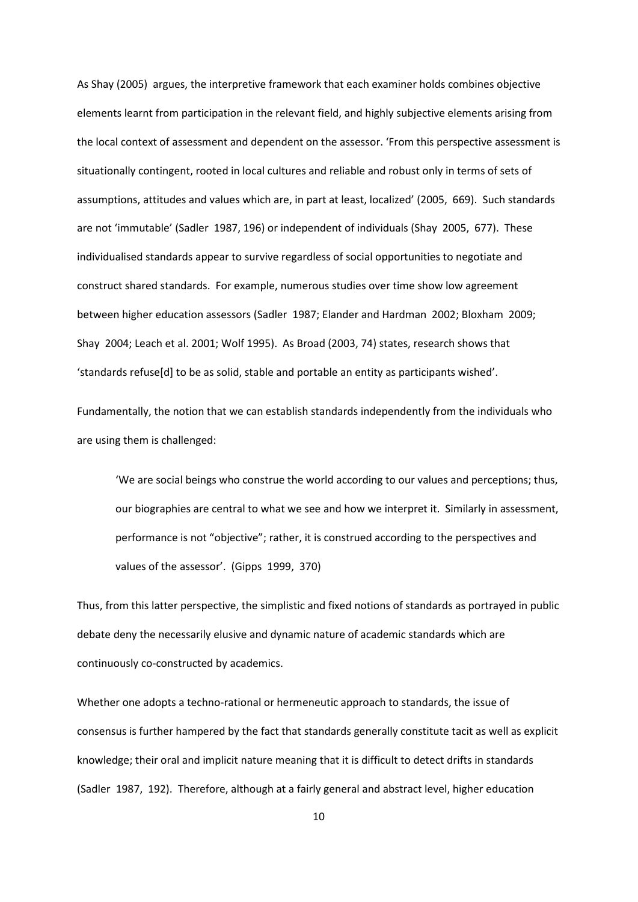As Shay (2005) argues, the interpretive framework that each examiner holds combines objective elements learnt from participation in the relevant field, and highly subjective elements arising from the local context of assessment and dependent on the assessor. 'From this perspective assessment is situationally contingent, rooted in local cultures and reliable and robust only in terms of sets of assumptions, attitudes and values which are, in part at least, localized' (2005, 669). Such standards are not 'immutable' (Sadler 1987, 196) or independent of individuals (Shay 2005, 677). These individualised standards appear to survive regardless of social opportunities to negotiate and construct shared standards. For example, numerous studies over time show low agreement between higher education assessors (Sadler 1987; Elander and Hardman 2002; Bloxham 2009; Shay 2004; Leach et al. 2001; Wolf 1995). As Broad (2003, 74) states, research shows that 'standards refuse[d] to be as solid, stable and portable an entity as participants wished'.

Fundamentally, the notion that we can establish standards independently from the individuals who are using them is challenged:

> 'We are social beings who construe the world according to our values and perceptions; thus, our biographies are central to what we see and how we interpret it. Similarly in assessment, performance is not "objective"; rather, it is construed according to the perspectives and values of the assessor'. (Gipps 1999, 370)

Thus, from this latter perspective, the simplistic and fixed notions of standards as portrayed in public debate deny the necessarily elusive and dynamic nature of academic standards which are continuously co-constructed by academics.

Whether one adopts a techno-rational or hermeneutic approach to standards, the issue of consensus is further hampered by the fact that standards generally constitute tacit as well as explicit knowledge; their oral and implicit nature meaning that it is difficult to detect drifts in standards (Sadler 1987, 192). Therefore, although at a fairly general and abstract level, higher education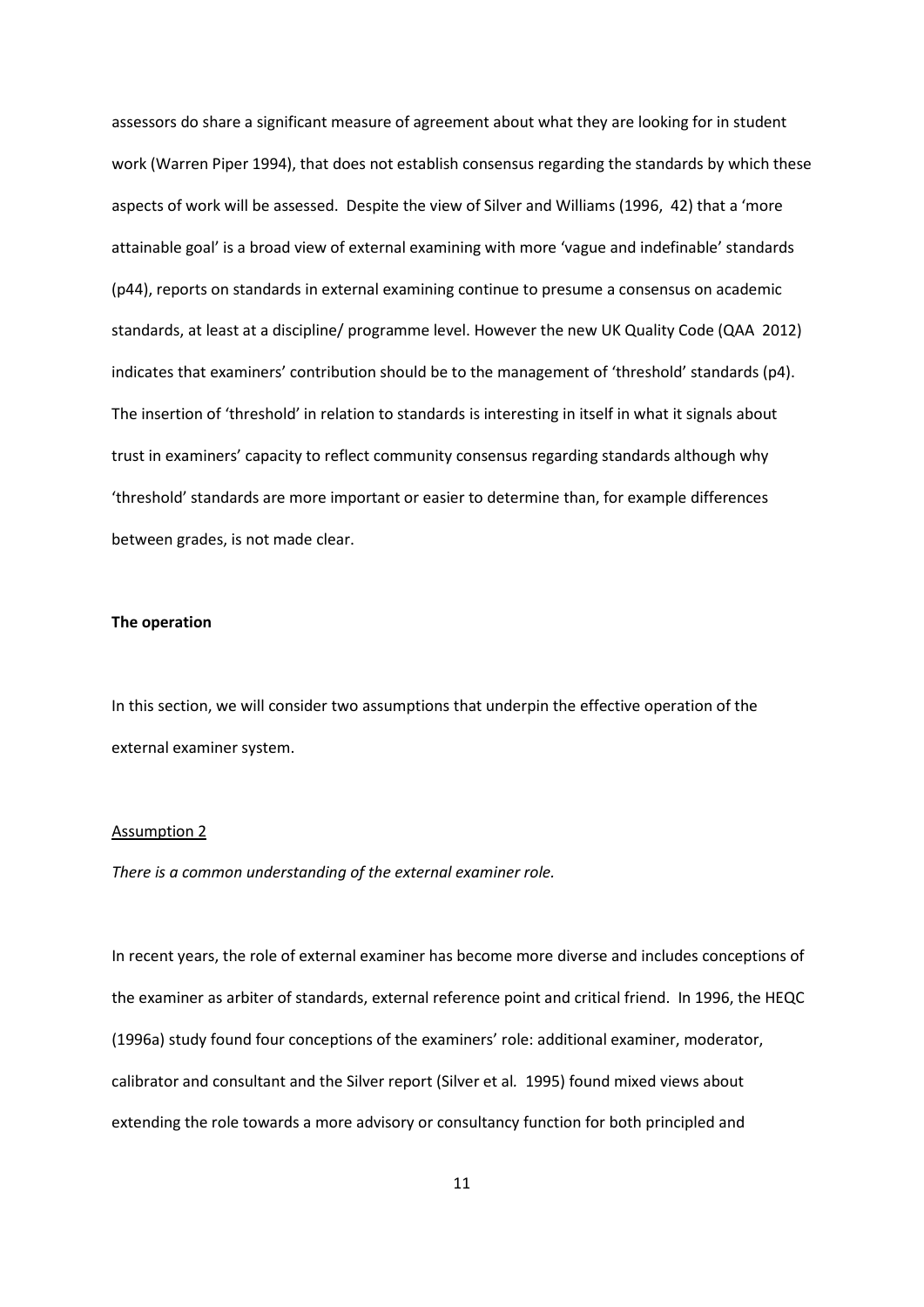assessors do share a significant measure of agreement about what they are looking for in student work (Warren Piper 1994), that does not establish consensus regarding the standards by which these aspects of work will be assessed. Despite the view of Silver and Williams (1996, 42) that a 'more attainable goal' is a broad view of external examining with more 'vague and indefinable' standards (p44), reports on standards in external examining continue to presume a consensus on academic standards, at least at a discipline/ programme level. However the new UK Quality Code (QAA 2012) indicates that examiners' contribution should be to the management of 'threshold' standards (p4). The insertion of 'threshold' in relation to standards is interesting in itself in what it signals about trust in examiners' capacity to reflect community consensus regarding standards although why 'threshold' standards are more important or easier to determine than, for example differences between grades, is not made clear.

**The operation**

In this section, we will consider two assumptions that underpin the effective operation of the external examiner system.

<u>Assumption 2</u>

*There is a common understanding of the external examiner role.*

In recent years, the role of external examiner has become more diverse and includes conceptions of the examiner as arbiter of standards, external reference point and critical friend. In 1996, the HEQC (1996a) study found four conceptions of the examiners' role: additional examiner, moderator, calibrator and consultant and the Silver report (Silver et al*.* 1995) found mixed views about extending the role towards a more advisory or consultancy function for both principled and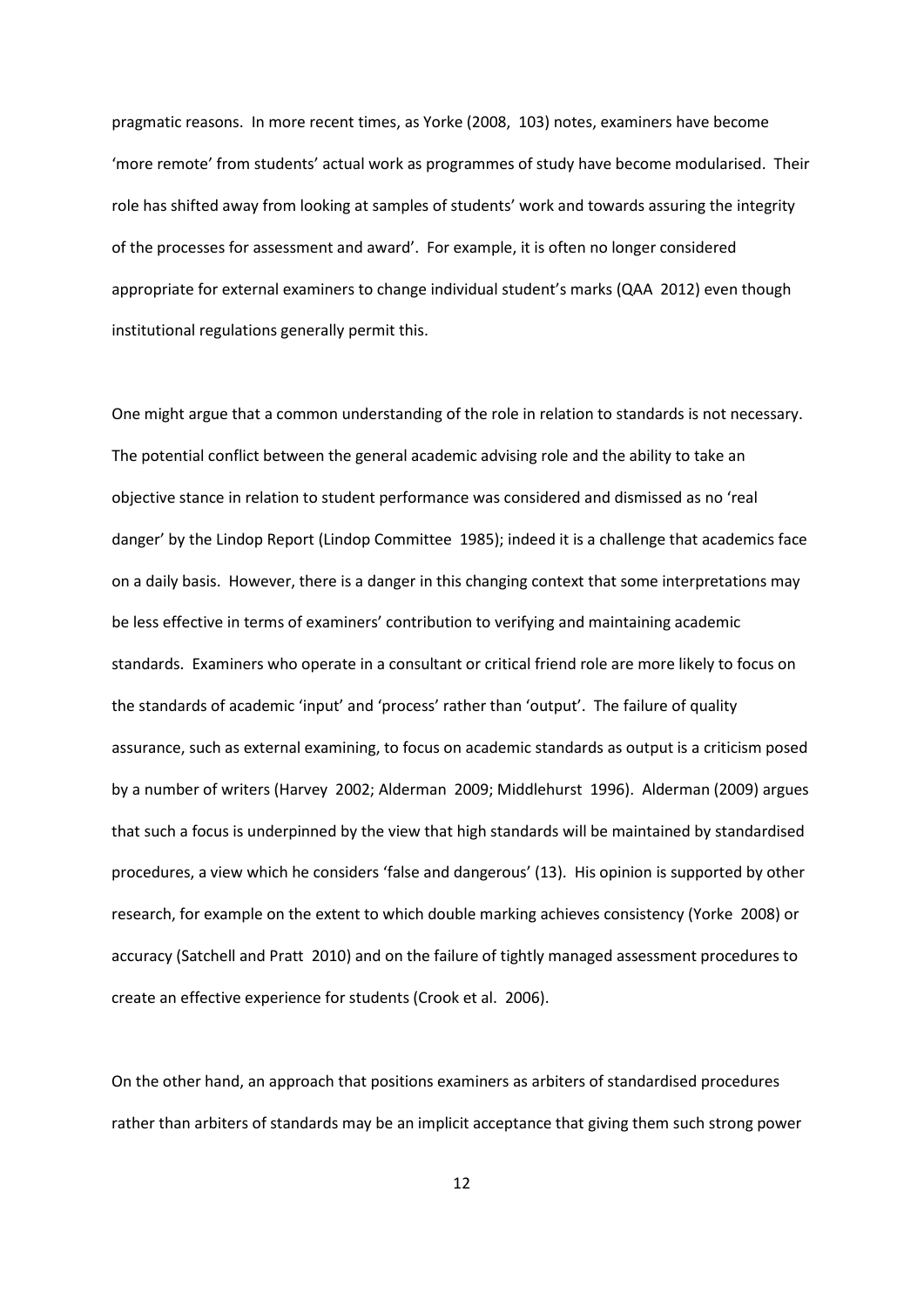pragmatic reasons. In more recent times, as Yorke (2008, 103) notes, examiners have become 'more remote' from students' actual work as programmes of study have become modularised. Their role has shifted away from looking at samples of students' work and towards assuring the integrity of the processes for assessment and award'. For example, it is often no longer considered appropriate for external examiners to change individual student's marks (QAA 2012) even though institutional regulations generally permit this.

One might argue that a common understanding of the role in relation to standards is not necessary. The potential conflict between the general academic advising role and the ability to take an objective stance in relation to student performance was considered and dismissed as no 'real danger' by the Lindop Report (Lindop Committee 1985); indeed it is a challenge that academics face on a daily basis. However, there is a danger in this changing context that some interpretations may be less effective in terms of examiners' contribution to verifying and maintaining academic standards. Examiners who operate in a consultant or critical friend role are more likely to focus on the standards of academic 'input' and 'process' rather than 'output'. The failure of quality assurance, such as external examining, to focus on academic standards as output is a criticism posed by a number of writers (Harvey 2002; Alderman 2009; Middlehurst 1996). Alderman (2009) argues that such a focus is underpinned by the view that high standards will be maintained by standardised procedures, a view which he considers 'false and dangerous' (13). His opinion is supported by other research, for example on the extent to which double marking achieves consistency (Yorke 2008) or accuracy (Satchell and Pratt 2010) and on the failure of tightly managed assessment procedures to create an effective experience for students (Crook et al. 2006).

On the other hand, an approach that positions examiners as arbiters of standardised procedures rather than arbiters of standards may be an implicit acceptance that giving them such strong power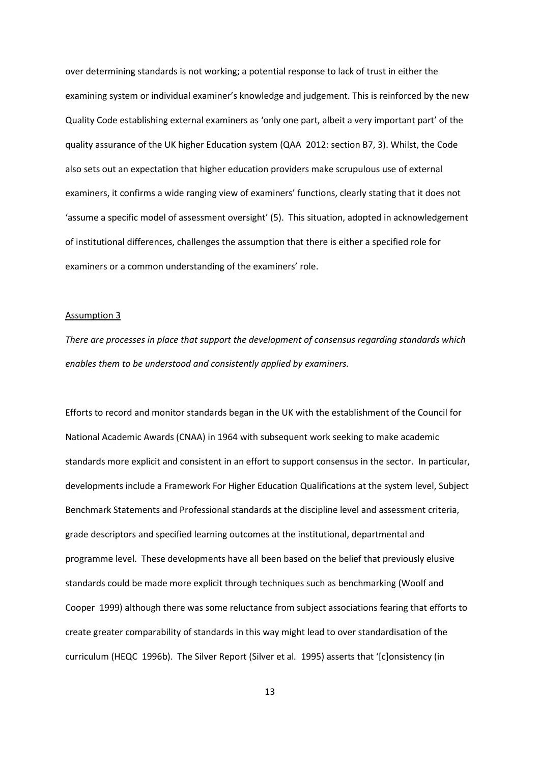over determining standards is not working; a potential response to lack of trust in either the examining system or individual examiner's knowledge and judgement. This is reinforced by the new Quality Code establishing external examiners as 'only one part, albeit a very important part' of the quality assurance of the UK higher Education system (QAA 2012: section B7, 3). Whilst, the Code also sets out an expectation that higher education providers make scrupulous use of external examiners, it confirms a wide ranging view of examiners' functions, clearly stating that it does not 'assume a specific model of assessment oversight' (5). This situation, adopted in acknowledgement of institutional differences, challenges the assumption that there is either a specified role for examiners or a common understanding of the examiners' role.

<u>Assumption 3</u>

*There are processes in place that support the development of consensus regarding standards which enables them to be understood and consistently applied by examiners.*

Efforts to record and monitor standards began in the UK with the establishment of the Council for National Academic Awards (CNAA) in 1964 with subsequent work seeking to make academic standards more explicit and consistent in an effort to support consensus in the sector. In particular, developments include a Framework For Higher Education Qualifications at the system level, Subject Benchmark Statements and Professional standards at the discipline level and assessment criteria, grade descriptors and specified learning outcomes at the institutional, departmental and programme level. These developments have all been based on the belief that previously elusive standards could be made more explicit through techniques such as benchmarking (Woolf and Cooper 1999) although there was some reluctance from subject associations fearing that efforts to create greater comparability of standards in this way might lead to over standardisation of the curriculum (HEQC 1996b). The Silver Report (Silver et al*.* 1995) asserts that '[c]onsistency (in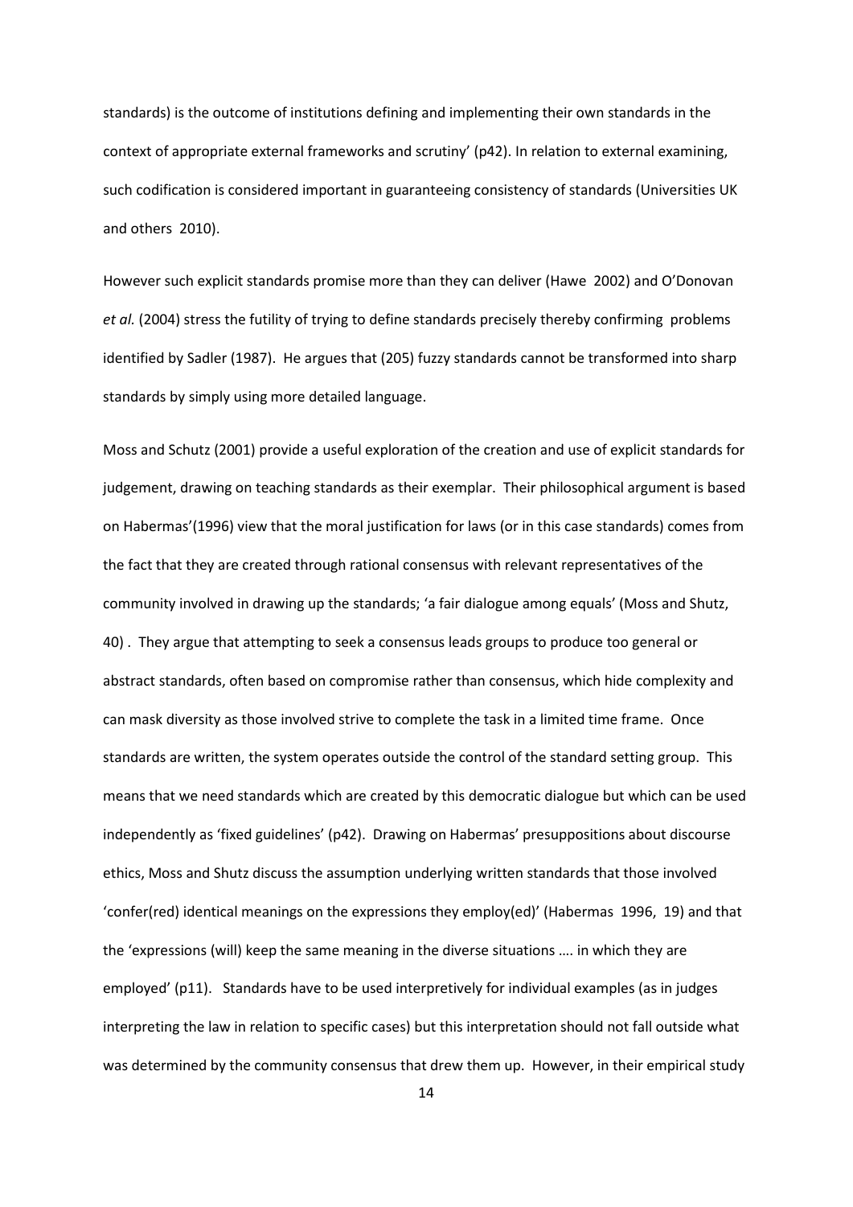standards) is the outcome of institutions defining and implementing their own standards in the context of appropriate external frameworks and scrutiny' (p42). In relation to external examining, such codification is considered important in guaranteeing consistency of standards (Universities UK and others 2010).

However such explicit standards promise more than they can deliver (Hawe 2002) and O'Donovan *et al.* (2004) stress the futility of trying to define standards precisely thereby confirming problems identified by Sadler (1987). He argues that (205) fuzzy standards cannot be transformed into sharp standards by simply using more detailed language.

Moss and Schutz (2001) provide a useful exploration of the creation and use of explicit standards for judgement, drawing on teaching standards as their exemplar. Their philosophical argument is based on Habermas'(1996) view that the moral justification for laws (or in this case standards) comes from the fact that they are created through rational consensus with relevant representatives of the community involved in drawing up the standards; 'a fair dialogue among equals' (Moss and Shutz, 40) . They argue that attempting to seek a consensus leads groups to produce too general or abstract standards, often based on compromise rather than consensus, which hide complexity and can mask diversity as those involved strive to complete the task in a limited time frame. Once standards are written, the system operates outside the control of the standard setting group. This means that we need standards which are created by this democratic dialogue but which can be used independently as 'fixed guidelines' (p42). Drawing on Habermas' presuppositions about discourse ethics, Moss and Shutz discuss the assumption underlying written standards that those involved 'confer(red) identical meanings on the expressions they employ(ed)' (Habermas 1996, 19) and that the 'expressions (will) keep the same meaning in the diverse situations …. in which they are employed' (p11). Standards have to be used interpretively for individual examples (as in judges interpreting the law in relation to specific cases) but this interpretation should not fall outside what was determined by the community consensus that drew them up. However, in their empirical study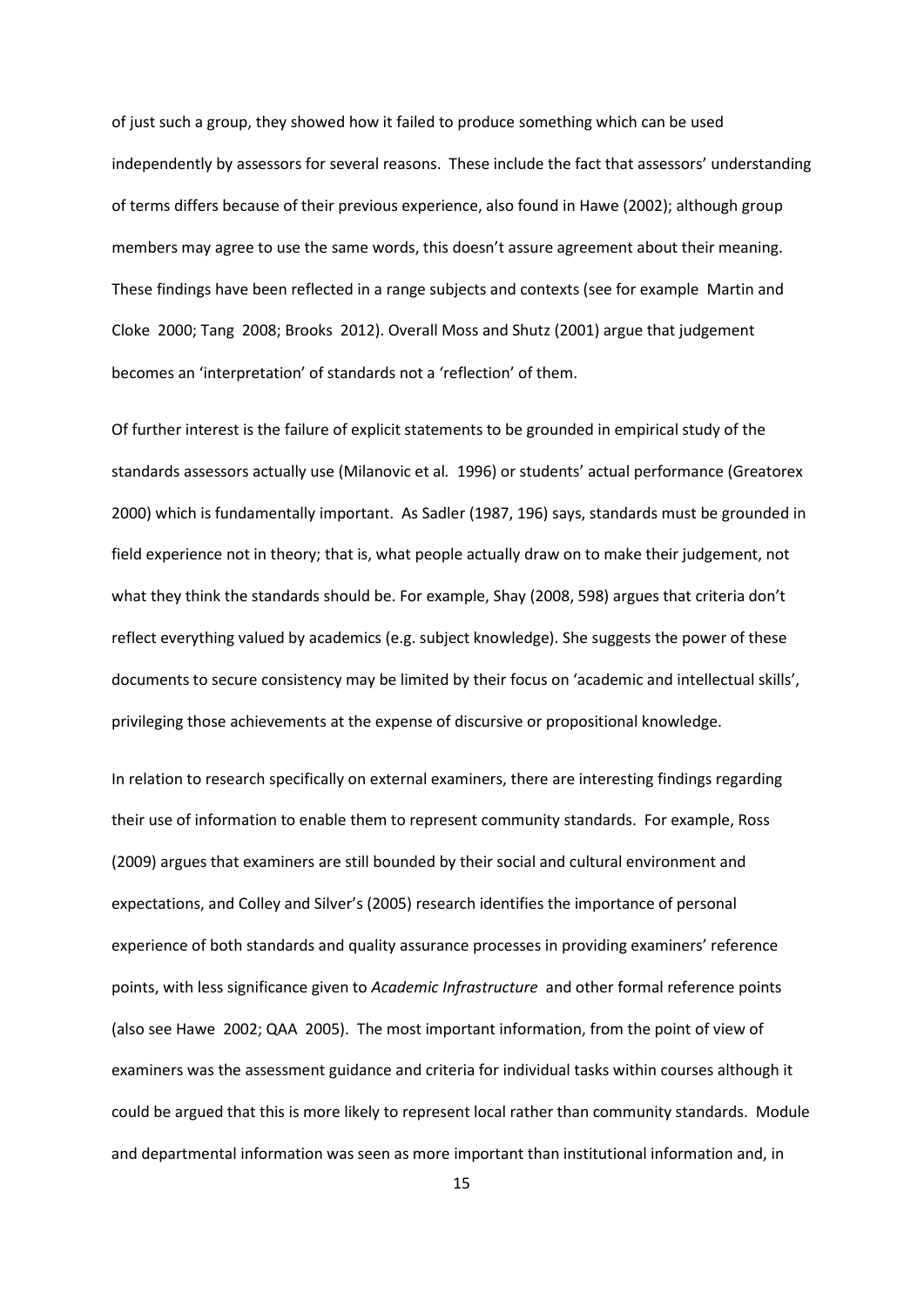of just such a group, they showed how it failed to produce something which can be used independently by assessors for several reasons. These include the fact that assessors' understanding of terms differs because of their previous experience, also found in Hawe (2002); although group members may agree to use the same words, this doesn't assure agreement about their meaning. These findings have been reflected in a range subjects and contexts (see for example Martin and Cloke 2000; Tang 2008; Brooks 2012). Overall Moss and Shutz (2001) argue that judgement becomes an 'interpretation' of standards not a 'reflection' of them.

Of further interest is the failure of explicit statements to be grounded in empirical study of the standards assessors actually use (Milanovic et al. 1996) or students' actual performance (Greatorex 2000) which is fundamentally important. As Sadler (1987, 196) says, standards must be grounded in field experience not in theory; that is, what people actually draw on to make their judgement, not what they think the standards should be. For example, Shay (2008, 598) argues that criteria don't reflect everything valued by academics (e.g. subject knowledge). She suggests the power of these documents to secure consistency may be limited by their focus on 'academic and intellectual skills', privileging those achievements at the expense of discursive or propositional knowledge.

In relation to research specifically on external examiners, there are interesting findings regarding their use of information to enable them to represent community standards. For example, Ross (2009) argues that examiners are still bounded by their social and cultural environment and expectations, and Colley and Silver's (2005) research identifies the importance of personal experience of both standards and quality assurance processes in providing examiners' reference points, with less significance given to *Academic Infrastructure* and other formal reference points (also see Hawe 2002; QAA 2005). The most important information, from the point of view of examiners was the assessment guidance and criteria for individual tasks within courses although it could be argued that this is more likely to represent local rather than community standards. Module and departmental information was seen as more important than institutional information and, in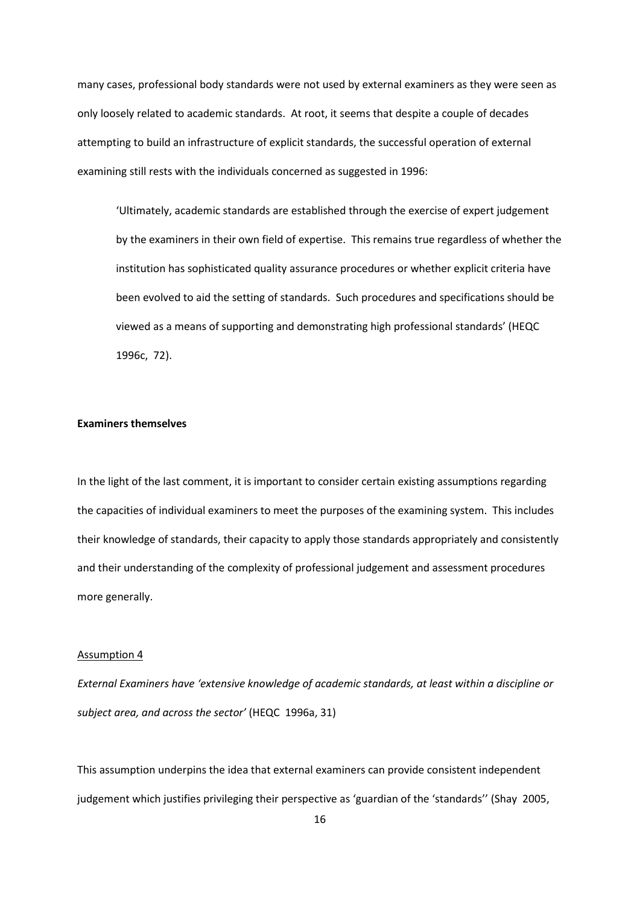many cases, professional body standards were not used by external examiners as they were seen as only loosely related to academic standards. At root, it seems that despite a couple of decades attempting to build an infrastructure of explicit standards, the successful operation of external examining still rests with the individuals concerned as suggested in 1996:

> 'Ultimately, academic standards are established through the exercise of expert judgement by the examiners in their own field of expertise. This remains true regardless of whether the institution has sophisticated quality assurance procedures or whether explicit criteria have been evolved to aid the setting of standards. Such procedures and specifications should be viewed as a means of supporting and demonstrating high professional standards' (HEQC 1996c, 72).

**Examiners themselves**

In the light of the last comment, it is important to consider certain existing assumptions regarding the capacities of individual examiners to meet the purposes of the examining system. This includes their knowledge of standards, their capacity to apply those standards appropriately and consistently and their understanding of the complexity of professional judgement and assessment procedures more generally.

Assumption 4

*External Examiners have 'extensive knowledge of academic standards, at least within a discipline or subject area, and across the sector'* (HEQC 1996a, 31)

This assumption underpins the idea that external examiners can provide consistent independent judgement which justifies privileging their perspective as 'guardian of the 'standards'' (Shay 2005,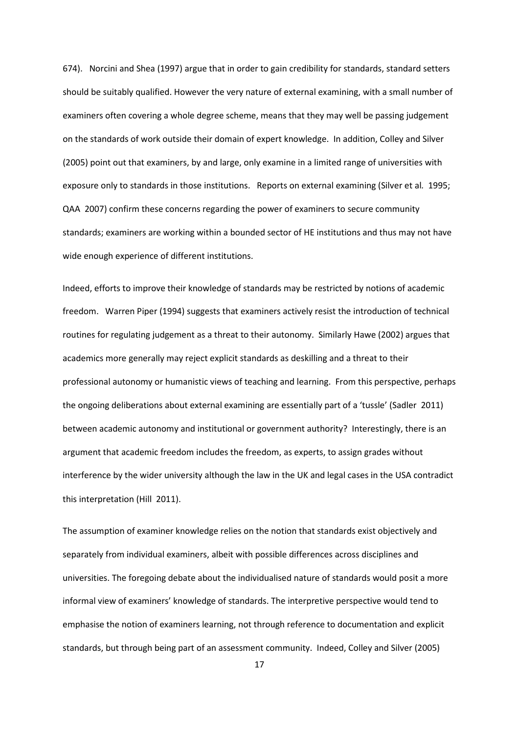674). Norcini and Shea (1997) argue that in order to gain credibility for standards, standard setters should be suitably qualified. However the very nature of external examining, with a small number of examiners often covering a whole degree scheme, means that they may well be passing judgement on the standards of work outside their domain of expert knowledge. In addition, Colley and Silver (2005) point out that examiners, by and large, only examine in a limited range of universities with exposure only to standards in those institutions. Reports on external examining (Silver et al*.* 1995; QAA 2007) confirm these concerns regarding the power of examiners to secure community standards; examiners are working within a bounded sector of HE institutions and thus may not have wide enough experience of different institutions.

Indeed, efforts to improve their knowledge of standards may be restricted by notions of academic freedom. Warren Piper (1994) suggests that examiners actively resist the introduction of technical routines for regulating judgement as a threat to their autonomy. Similarly Hawe (2002) argues that academics more generally may reject explicit standards as deskilling and a threat to their professional autonomy or humanistic views of teaching and learning. From this perspective, perhaps the ongoing deliberations about external examining are essentially part of a 'tussle' (Sadler 2011) between academic autonomy and institutional or government authority? Interestingly, there is an argument that academic freedom includes the freedom, as experts, to assign grades without interference by the wider university although the law in the UK and legal cases in the USA contradict this interpretation (Hill 2011).

The assumption of examiner knowledge relies on the notion that standards exist objectively and separately from individual examiners, albeit with possible differences across disciplines and universities. The foregoing debate about the individualised nature of standards would posit a more informal view of examiners' knowledge of standards. The interpretive perspective would tend to emphasise the notion of examiners learning, not through reference to documentation and explicit standards, but through being part of an assessment community. Indeed, Colley and Silver (2005)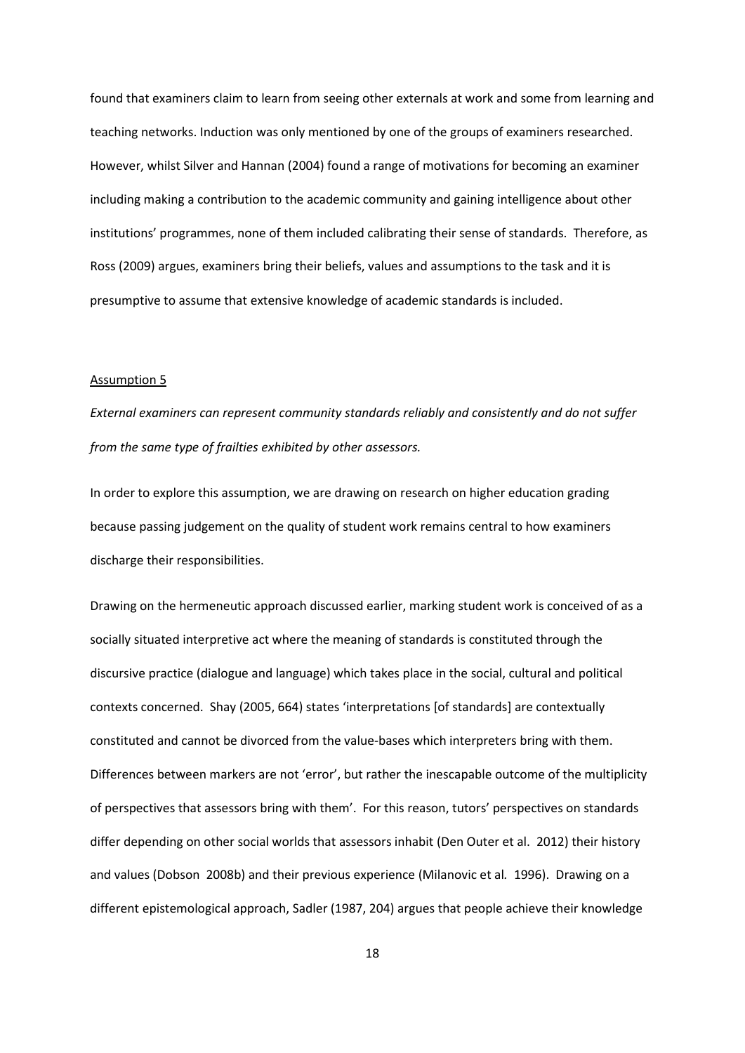found that examiners claim to learn from seeing other externals at work and some from learning and teaching networks. Induction was only mentioned by one of the groups of examiners researched. However, whilst Silver and Hannan (2004) found a range of motivations for becoming an examiner including making a contribution to the academic community and gaining intelligence about other institutions' programmes, none of them included calibrating their sense of standards. Therefore, as Ross (2009) argues, examiners bring their beliefs, values and assumptions to the task and it is presumptive to assume that extensive knowledge of academic standards is included.

Assumption 5

*External examiners can represent community standards reliably and consistently and do not suffer from the same type of frailties exhibited by other assessors.*

In order to explore this assumption, we are drawing on research on higher education grading because passing judgement on the quality of student work remains central to how examiners discharge their responsibilities.

Drawing on the hermeneutic approach discussed earlier, marking student work is conceived of as a socially situated interpretive act where the meaning of standards is constituted through the discursive practice (dialogue and language) which takes place in the social, cultural and political contexts concerned. Shay (2005, 664) states 'interpretations [of standards] are contextually constituted and cannot be divorced from the value-bases which interpreters bring with them. Differences between markers are not 'error', but rather the inescapable outcome of the multiplicity of perspectives that assessors bring with them'. For this reason, tutors' perspectives on standards differ depending on other social worlds that assessors inhabit (Den Outer et al. 2012) their history and values (Dobson 2008b) and their previous experience (Milanovic et al*.* 1996). Drawing on a different epistemological approach, Sadler (1987, 204) argues that people achieve their knowledge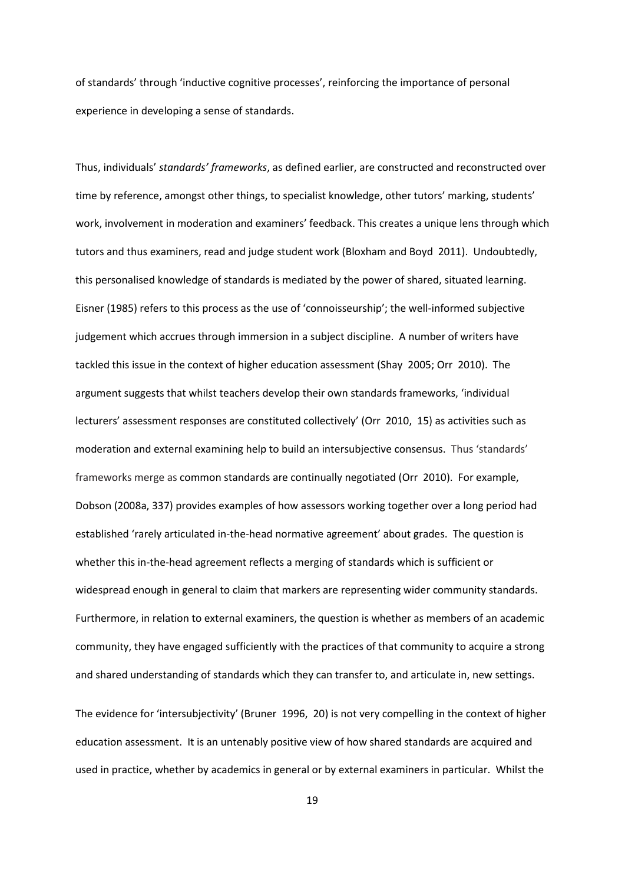of standards' through 'inductive cognitive processes', reinforcing the importance of personal experience in developing a sense of standards.

Thus, individuals' *standards' frameworks*, as defined earlier, are constructed and reconstructed over time by reference, amongst other things, to specialist knowledge, other tutors' marking, students' work, involvement in moderation and examiners' feedback. This creates a unique lens through which tutors and thus examiners, read and judge student work (Bloxham and Boyd 2011). Undoubtedly, this personalised knowledge of standards is mediated by the power of shared, situated learning. Eisner (1985) refers to this process as the use of 'connoisseurship'; the well-informed subjective judgement which accrues through immersion in a subject discipline. A number of writers have tackled this issue in the context of higher education assessment (Shay 2005; Orr 2010). The argument suggests that whilst teachers develop their own standards frameworks, 'individual lecturers' assessment responses are constituted collectively' (Orr 2010, 15) as activities such as moderation and external examining help to build an intersubjective consensus. Thus 'standards' frameworks merge as common standards are continually negotiated (Orr 2010). For example, Dobson (2008a, 337) provides examples of how assessors working together over a long period had established 'rarely articulated in-the-head normative agreement' about grades. The question is whether this in-the-head agreement reflects a merging of standards which is sufficient or widespread enough in general to claim that markers are representing wider community standards. Furthermore, in relation to external examiners, the question is whether as members of an academic community, they have engaged sufficiently with the practices of that community to acquire a strong and shared understanding of standards which they can transfer to, and articulate in, new settings.

The evidence for 'intersubjectivity' (Bruner 1996, 20) is not very compelling in the context of higher education assessment. It is an untenably positive view of how shared standards are acquired and used in practice, whether by academics in general or by external examiners in particular. Whilst the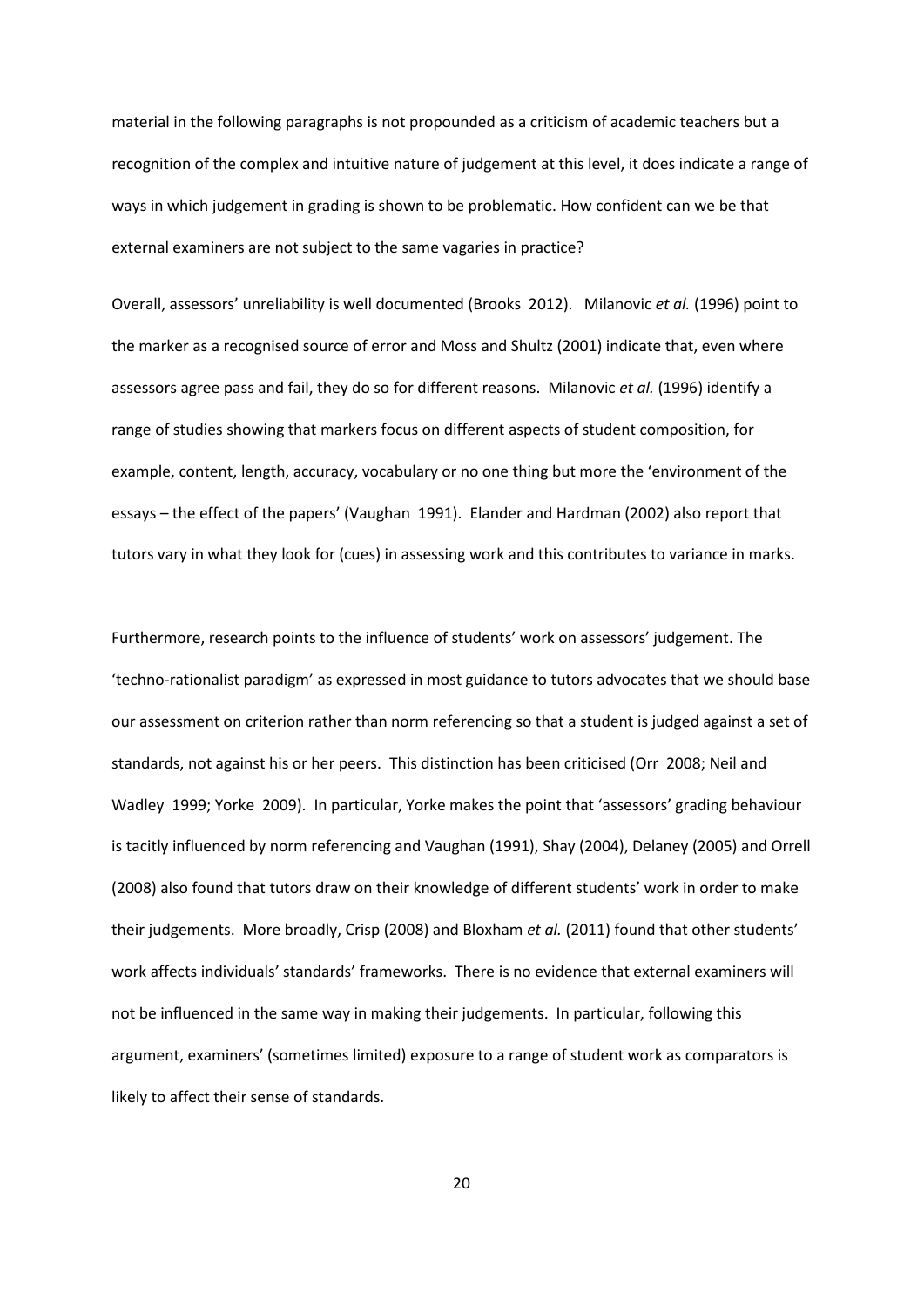material in the following paragraphs is not propounded as a criticism of academic teachers but a recognition of the complex and intuitive nature of judgement at this level, it does indicate a range of ways in which judgement in grading is shown to be problematic. How confident can we be that external examiners are not subject to the same vagaries in practice?

Overall, assessors' unreliability is well documented (Brooks 2012). Milanovic *et al.* (1996) point to the marker as a recognised source of error and Moss and Shultz (2001) indicate that, even where assessors agree pass and fail, they do so for different reasons. Milanovic *et al.* (1996) identify a range of studies showing that markers focus on different aspects of student composition, for example, content, length, accuracy, vocabulary or no one thing but more the 'environment of the essays – the effect of the papers' (Vaughan 1991). Elander and Hardman (2002) also report that tutors vary in what they look for (cues) in assessing work and this contributes to variance in marks.

Furthermore, research points to the influence of students' work on assessors' judgement. The 'techno-rationalist paradigm' as expressed in most guidance to tutors advocates that we should base our assessment on criterion rather than norm referencing so that a student is judged against a set of standards, not against his or her peers. This distinction has been criticised (Orr 2008; Neil and Wadley 1999; Yorke 2009). In particular, Yorke makes the point that 'assessors' grading behaviour is tacitly influenced by norm referencing and Vaughan (1991), Shay (2004), Delaney (2005) and Orrell (2008) also found that tutors draw on their knowledge of different students' work in order to make their judgements. More broadly, Crisp (2008) and Bloxham *et al.* (2011) found that other students' work affects individuals' standards' frameworks. There is no evidence that external examiners will not be influenced in the same way in making their judgements. In particular, following this argument, examiners' (sometimes limited) exposure to a range of student work as comparators is likely to affect their sense of standards.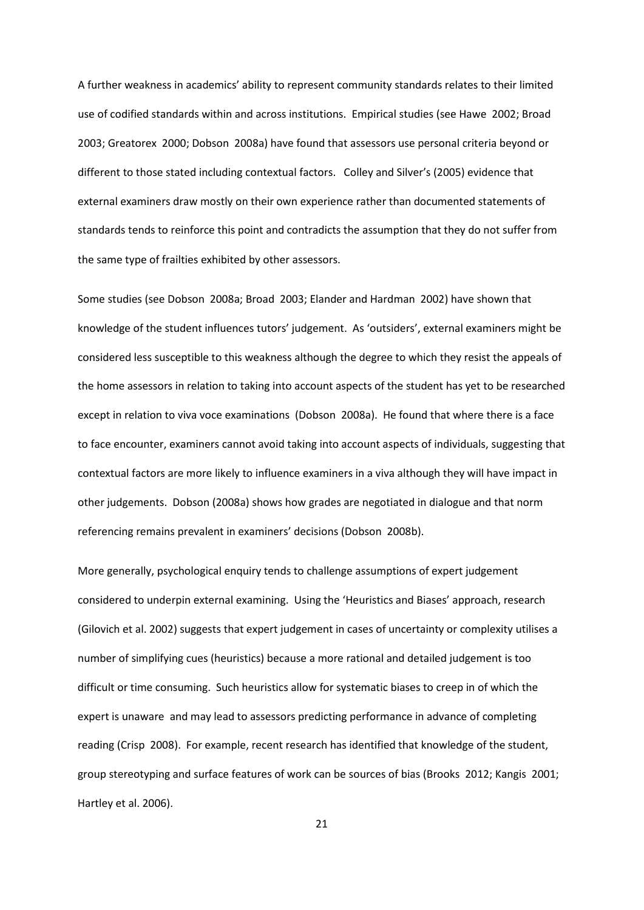A further weakness in academics' ability to represent community standards relates to their limited use of codified standards within and across institutions. Empirical studies (see Hawe 2002; Broad 2003; Greatorex 2000; Dobson 2008a) have found that assessors use personal criteria beyond or different to those stated including contextual factors. Colley and Silver's (2005) evidence that external examiners draw mostly on their own experience rather than documented statements of standards tends to reinforce this point and contradicts the assumption that they do not suffer from the same type of frailties exhibited by other assessors.

Some studies (see Dobson 2008a; Broad 2003; Elander and Hardman 2002) have shown that knowledge of the student influences tutors' judgement. As 'outsiders', external examiners might be considered less susceptible to this weakness although the degree to which they resist the appeals of the home assessors in relation to taking into account aspects of the student has yet to be researched except in relation to viva voce examinations (Dobson 2008a). He found that where there is a face to face encounter, examiners cannot avoid taking into account aspects of individuals, suggesting that contextual factors are more likely to influence examiners in a viva although they will have impact in other judgements. Dobson (2008a) shows how grades are negotiated in dialogue and that norm referencing remains prevalent in examiners' decisions (Dobson 2008b).

More generally, psychological enquiry tends to challenge assumptions of expert judgement considered to underpin external examining. Using the 'Heuristics and Biases' approach, research (Gilovich et al. 2002) suggests that expert judgement in cases of uncertainty or complexity utilises a number of simplifying cues (heuristics) because a more rational and detailed judgement is too difficult or time consuming. Such heuristics allow for systematic biases to creep in of which the expert is unaware and may lead to assessors predicting performance in advance of completing reading (Crisp 2008). For example, recent research has identified that knowledge of the student, group stereotyping and surface features of work can be sources of bias (Brooks 2012; Kangis 2001; Hartley et al. 2006).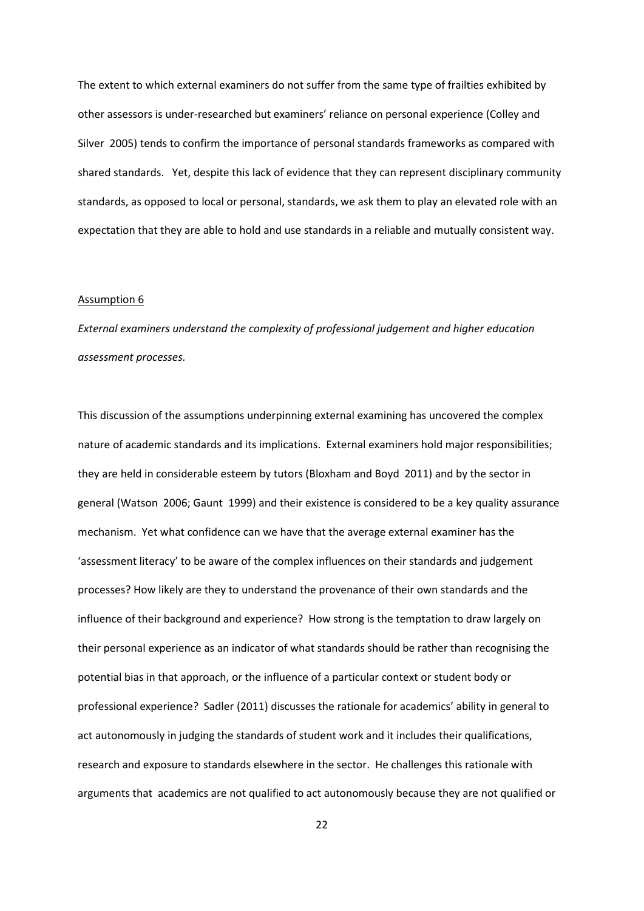The extent to which external examiners do not suffer from the same type of frailties exhibited by other assessors is under-researched but examiners' reliance on personal experience (Colley and Silver 2005) tends to confirm the importance of personal standards frameworks as compared with shared standards. Yet, despite this lack of evidence that they can represent disciplinary community standards, as opposed to local or personal, standards, we ask them to play an elevated role with an expectation that they are able to hold and use standards in a reliable and mutually consistent way.

Assumption 6

*External examiners understand the complexity of professional judgement and higher education assessment processes.*

This discussion of the assumptions underpinning external examining has uncovered the complex nature of academic standards and its implications. External examiners hold major responsibilities; they are held in considerable esteem by tutors (Bloxham and Boyd 2011) and by the sector in general (Watson 2006; Gaunt 1999) and their existence is considered to be a key quality assurance mechanism. Yet what confidence can we have that the average external examiner has the 'assessment literacy' to be aware of the complex influences on their standards and judgement processes? How likely are they to understand the provenance of their own standards and the influence of their background and experience? How strong is the temptation to draw largely on their personal experience as an indicator of what standards should be rather than recognising the potential bias in that approach, or the influence of a particular context or student body or professional experience? Sadler (2011) discusses the rationale for academics' ability in general to act autonomously in judging the standards of student work and it includes their qualifications, research and exposure to standards elsewhere in the sector. He challenges this rationale with arguments that academics are not qualified to act autonomously because they are not qualified or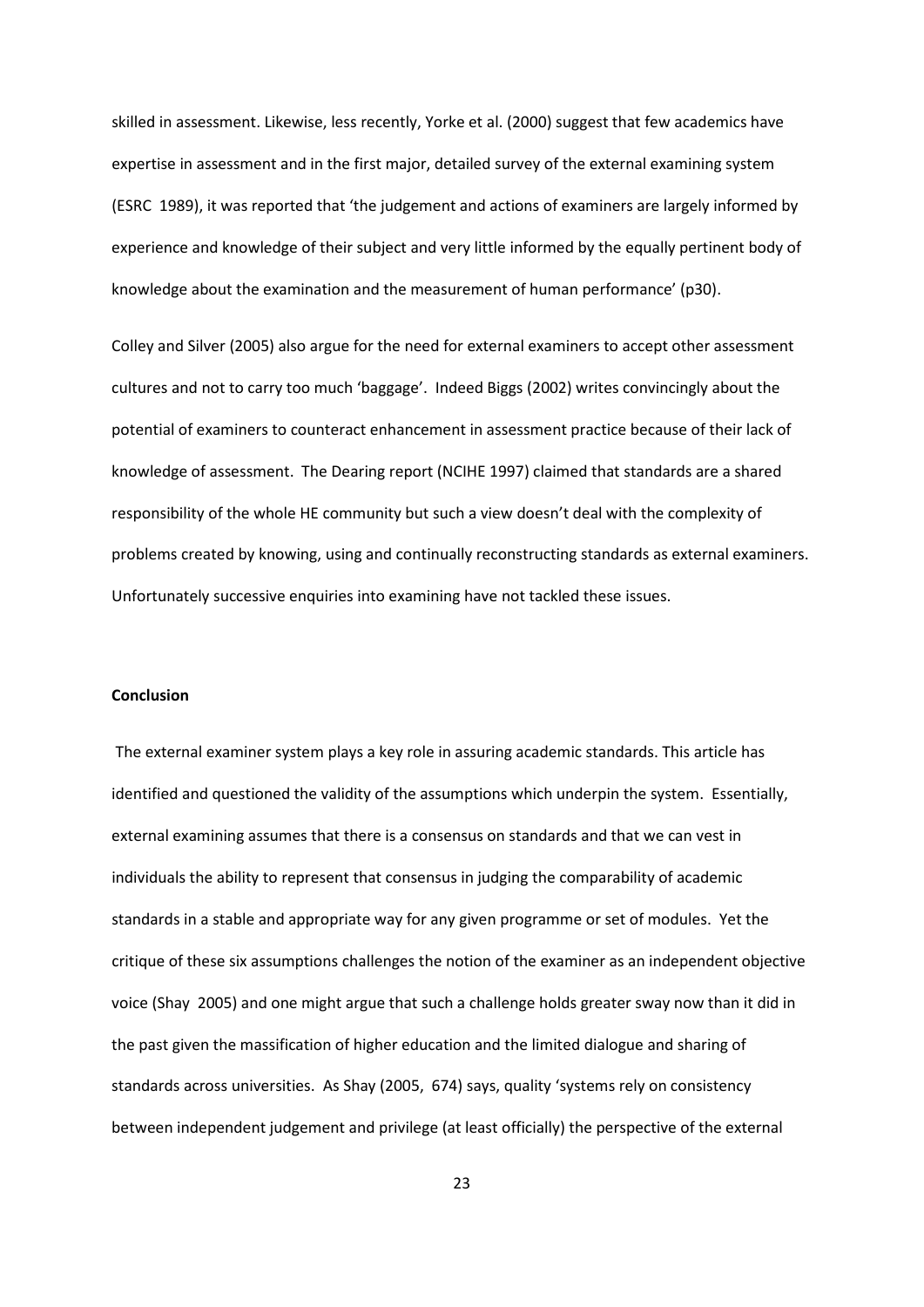skilled in assessment. Likewise, less recently, Yorke et al. (2000) suggest that few academics have expertise in assessment and in the first major, detailed survey of the external examining system (ESRC 1989), it was reported that 'the judgement and actions of examiners are largely informed by experience and knowledge of their subject and very little informed by the equally pertinent body of knowledge about the examination and the measurement of human performance' (p30).

Colley and Silver (2005) also argue for the need for external examiners to accept other assessment cultures and not to carry too much 'baggage'. Indeed Biggs (2002) writes convincingly about the potential of examiners to counteract enhancement in assessment practice because of their lack of knowledge of assessment. The Dearing report (NCIHE 1997) claimed that standards are a shared responsibility of the whole HE community but such a view doesn't deal with the complexity of problems created by knowing, using and continually reconstructing standards as external examiners. Unfortunately successive enquiries into examining have not tackled these issues.

**Conclusion**

The external examiner system plays a key role in assuring academic standards. This article has identified and questioned the validity of the assumptions which underpin the system. Essentially, external examining assumes that there is a consensus on standards and that we can vest in individuals the ability to represent that consensus in judging the comparability of academic standards in a stable and appropriate way for any given programme or set of modules. Yet the critique of these six assumptions challenges the notion of the examiner as an independent objective voice (Shay 2005) and one might argue that such a challenge holds greater sway now than it did in the past given the massification of higher education and the limited dialogue and sharing of standards across universities. As Shay (2005, 674) says, quality 'systems rely on consistency between independent judgement and privilege (at least officially) the perspective of the external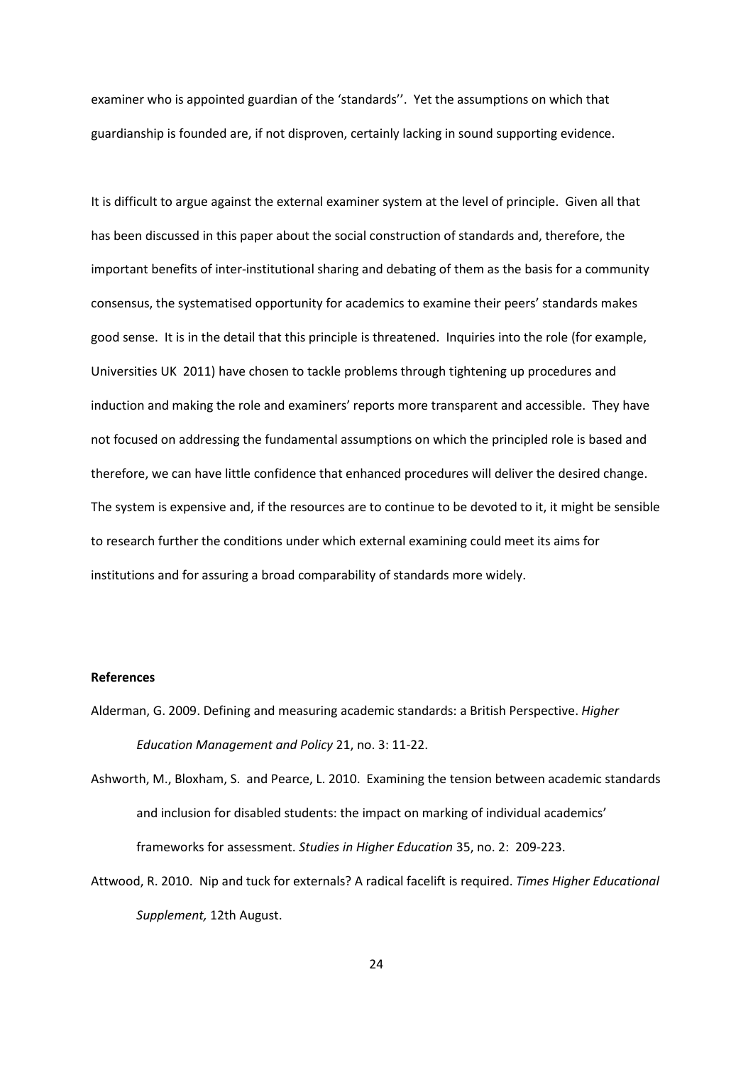examiner who is appointed guardian of the 'standards''. Yet the assumptions on which that guardianship is founded are, if not disproven, certainly lacking in sound supporting evidence.

It is difficult to argue against the external examiner system at the level of principle. Given all that has been discussed in this paper about the social construction of standards and, therefore, the important benefits of inter-institutional sharing and debating of them as the basis for a community consensus, the systematised opportunity for academics to examine their peers' standards makes good sense. It is in the detail that this principle is threatened. Inquiries into the role (for example, Universities UK 2011) have chosen to tackle problems through tightening up procedures and induction and making the role and examiners' reports more transparent and accessible. They have not focused on addressing the fundamental assumptions on which the principled role is based and therefore, we can have little confidence that enhanced procedures will deliver the desired change. The system is expensive and, if the resources are to continue to be devoted to it, it might be sensible to research further the conditions under which external examining could meet its aims for institutions and for assuring a broad comparability of standards more widely.

**References**

Alderman, G. 2009. Defining and measuring academic standards: a British Perspective. *Higher Education Management and Policy* 21, no. 3: 11-22.

Ashworth, M., Bloxham, S. and Pearce, L. 2010. Examining the tension between academic standards and inclusion for disabled students: the impact on marking of individual academics' frameworks for assessment. *Studies in Higher Education* 35, no. 2: 209-223.

Attwood, R. 2010. Nip and tuck for externals? A radical facelift is required. *Times Higher Educational Supplement,* 12th August.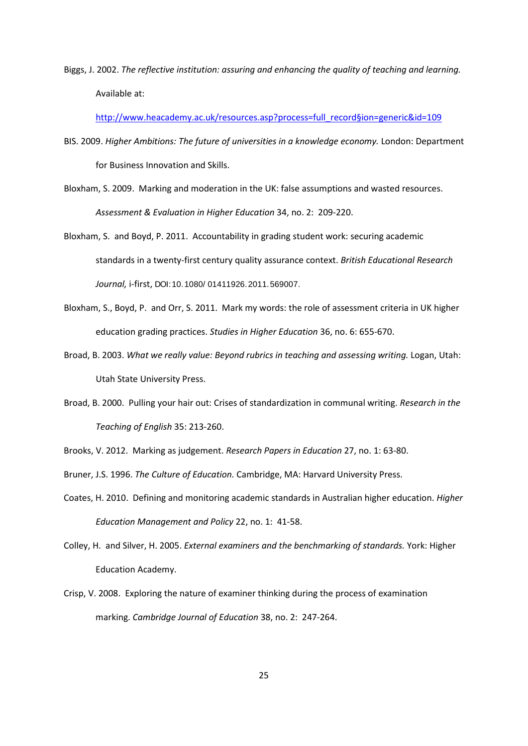Biggs, J. 2002. *The reflective institution: assuring and enhancing the quality of teaching and learning.* Available at: http://www.heacademy.ac.uk/resources.asp?process=full_record§ion=generic&id=109

BIS. 2009. *Higher Ambitions: The future of universities in a knowledge economy.* London: Department for Business Innovation and Skills.

Bloxham, S. 2009. Marking and moderation in the UK: false assumptions and wasted resources. *Assessment & Evaluation in Higher Education* 34, no. 2: 209-220.

Bloxham, S. and Boyd, P. 2011. Accountability in grading student work: securing academic standards in a twenty-first century quality assurance context. *British Educational Research Journal,* i-first, DOI:10.1080/01411926.2011.569007.

Bloxham, S., Boyd, P. and Orr, S. 2011. Mark my words: the role of assessment criteria in UK higher education grading practices. *Studies in Higher Education* 36, no. 6: 655-670.

Broad, B. 2003. *What we really value: Beyond rubrics in teaching and assessing writing.* Logan, Utah: Utah State University Press.

Broad, B. 2000. Pulling your hair out: Crises of standardization in communal writing. *Research in the Teaching of English* 35: 213-260.

Brooks, V. 2012. Marking as judgement. *Research Papers in Education* 27, no. 1: 63-80.

Bruner, J.S. 1996. *The Culture of Education.* Cambridge, MA: Harvard University Press.

Coates, H. 2010. Defining and monitoring academic standards in Australian higher education. *Higher Education Management and Policy* 22, no. 1: 41-58.

Colley, H. and Silver, H. 2005. *External examiners and the benchmarking of standards.* York: Higher Education Academy.

Crisp, V. 2008. Exploring the nature of examiner thinking during the process of examination marking. *Cambridge Journal of Education* 38, no. 2: 247-264.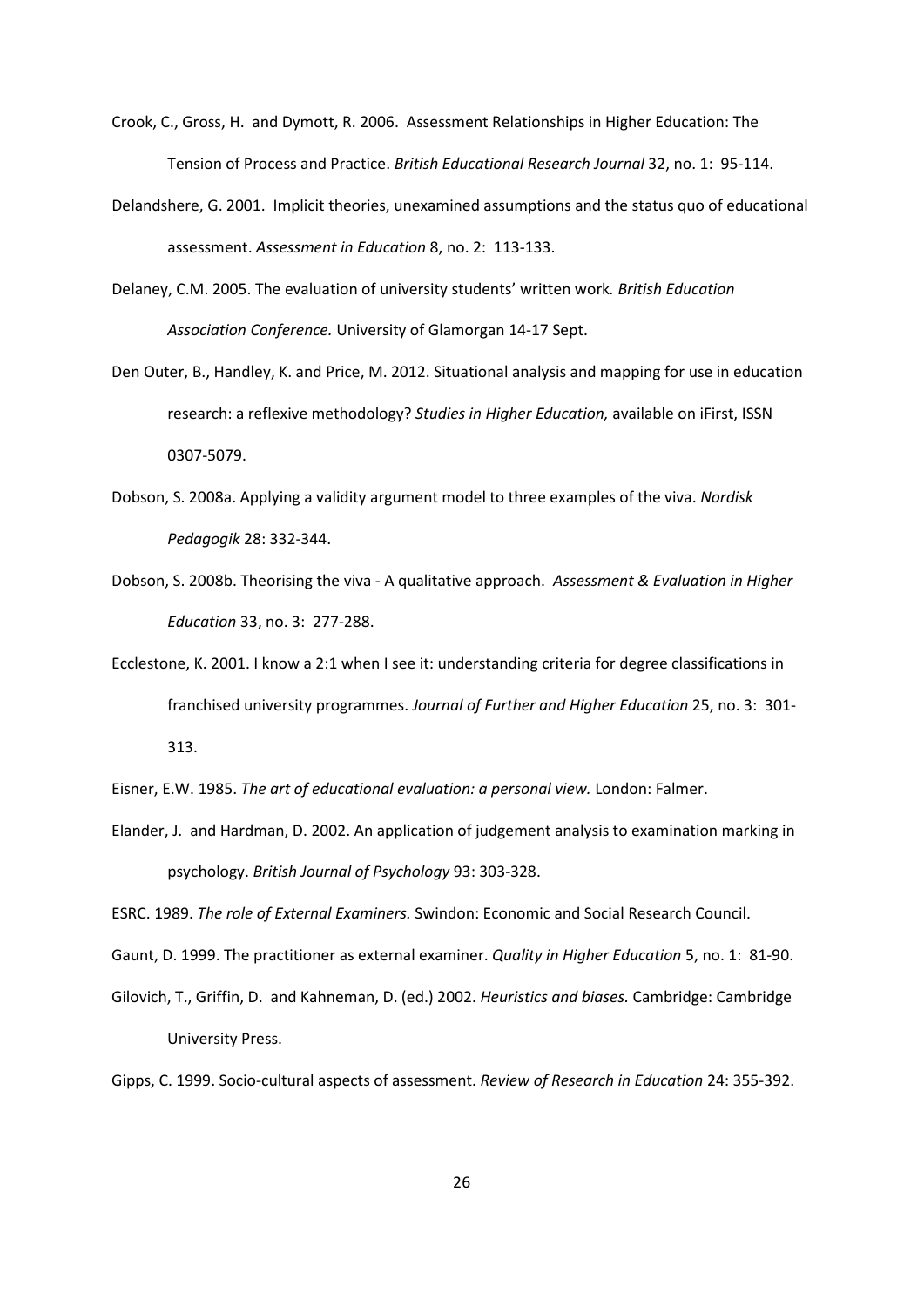Crook, C., Gross, H. and Dymott, R. 2006. Assessment Relationships in Higher Education: The Tension of Process and Practice. *British Educational Research Journal* 32, no. 1: 95-114.

Delandshere, G. 2001. Implicit theories, unexamined assumptions and the status quo of educational assessment. *Assessment in Education* 8, no. 2: 113-133.

Delaney, C.M. 2005. The evaluation of university students' written work*. British Education Association Conference.* University of Glamorgan 14-17 Sept.

Den Outer, B., Handley, K. and Price, M. 2012. Situational analysis and mapping for use in education research: a reflexive methodology? *Studies in Higher Education,* available on iFirst, ISSN 0307-5079.

Dobson, S. 2008a. Applying a validity argument model to three examples of the viva. *Nordisk Pedagogik* 28: 332-344.

Dobson, S. 2008b. Theorising the viva - A qualitative approach. *Assessment & Evaluation in Higher Education* 33, no. 3: 277-288.

Ecclestone, K. 2001. I know a 2:1 when I see it: understanding criteria for degree classifications in franchised university programmes. *Journal of Further and Higher Education* 25, no. 3: 301-313.

Eisner, E.W. 1985. *The art of educational evaluation: a personal view.* London: Falmer.

Elander, J. and Hardman, D. 2002. An application of judgement analysis to examination marking in psychology. *British Journal of Psychology* 93: 303-328.

ESRC. 1989. *The role of External Examiners.* Swindon: Economic and Social Research Council.

Gaunt, D. 1999. The practitioner as external examiner. *Quality in Higher Education* 5, no. 1: 81-90.

Gilovich, T., Griffin, D. and Kahneman, D. (ed.) 2002. *Heuristics and biases.* Cambridge: Cambridge University Press.

Gipps, C. 1999. Socio-cultural aspects of assessment. *Review of Research in Education* 24: 355-392.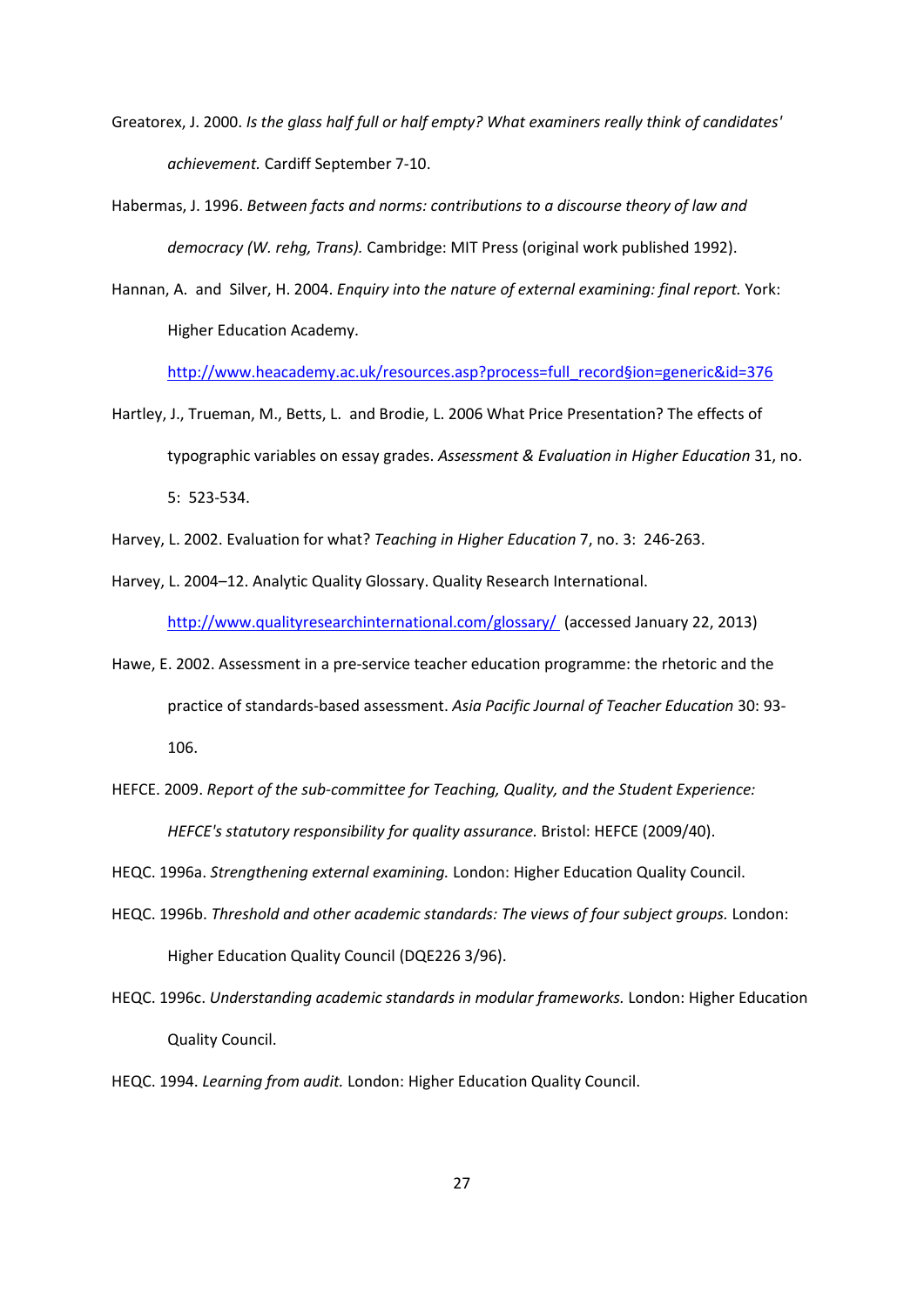Greatorex, J. 2000. *Is the glass half full or half empty? What examiners really think of candidates' achievement.* Cardiff September 7-10.

Habermas, J. 1996. *Between facts and norms: contributions to a discourse theory of law and democracy (W. rehg, Trans).* Cambridge: MIT Press (original work published 1992).

Hannan, A. and Silver, H. 2004. *Enquiry into the nature of external examining: final report.* York: Higher Education Academy. http://www.heacademy.ac.uk/resources.asp?process=full_record§ion=generic&id=376

Hartley, J., Trueman, M., Betts, L. and Brodie, L. 2006 What Price Presentation? The effects of typographic variables on essay grades. *Assessment & Evaluation in Higher Education* 31, no. 5: 523-534.

Harvey, L. 2002. Evaluation for what? *Teaching in Higher Education* 7, no. 3: 246-263.

Harvey, L. 2004–12. Analytic Quality Glossary. Quality Research International. http://www.qualityresearchinternational.com/glossary/ (accessed January 22, 2013)

Hawe, E. 2002. Assessment in a pre-service teacher education programme: the rhetoric and the practice of standards-based assessment. *Asia Pacific Journal of Teacher Education* 30: 93-106.

HEFCE. 2009. *Report of the sub-committee for Teaching, Quality, and the Student Experience: HEFCE's statutory responsibility for quality assurance.* Bristol: HEFCE (2009/40).

HEQC. 1996a. *Strengthening external examining.* London: Higher Education Quality Council.

HEQC. 1996b. *Threshold and other academic standards: The views of four subject groups.* London: Higher Education Quality Council (DQE226 3/96).

HEQC. 1996c. *Understanding academic standards in modular frameworks.* London: Higher Education Quality Council.

HEQC. 1994. *Learning from audit.* London: Higher Education Quality Council.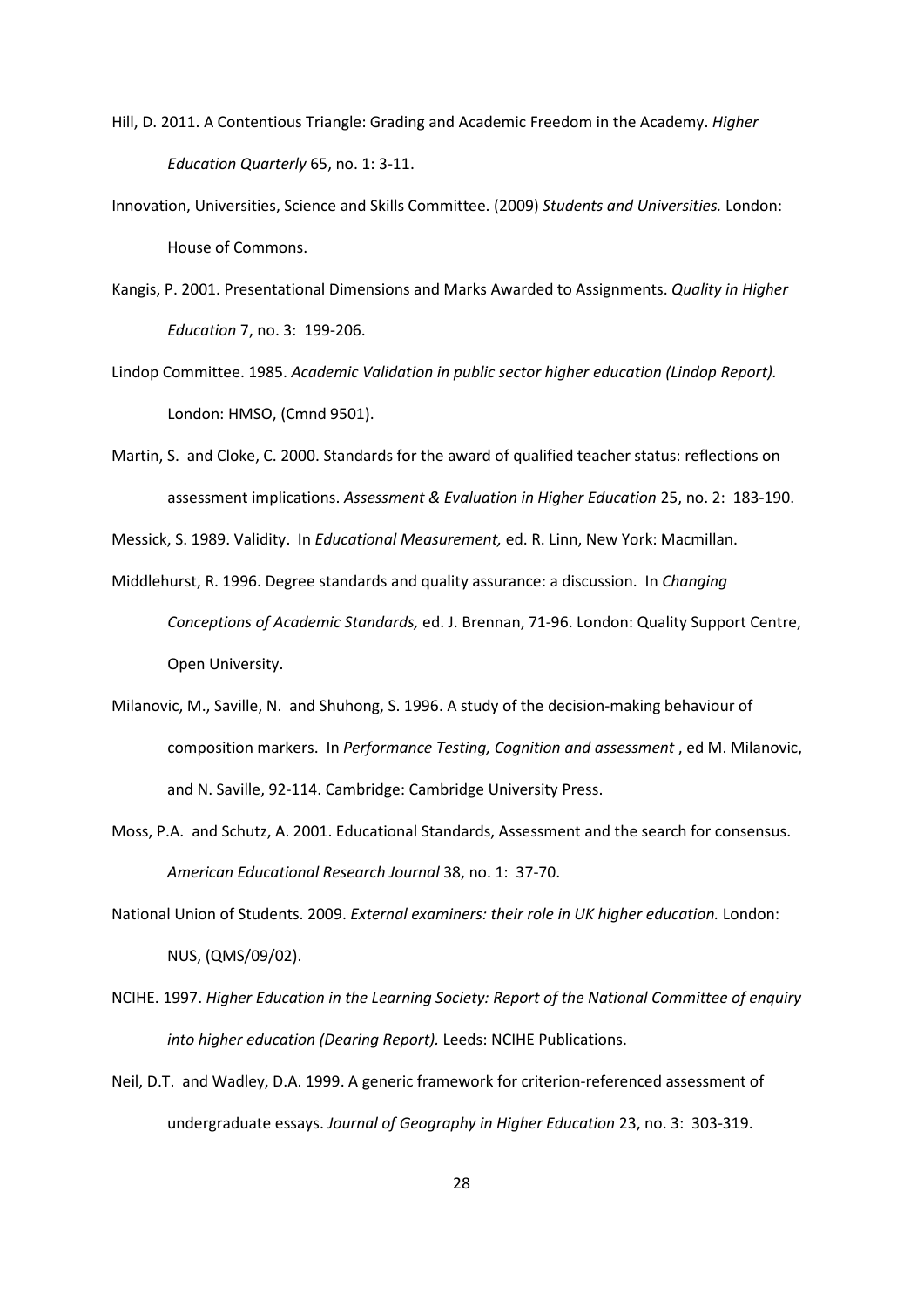Hill, D. 2011. A Contentious Triangle: Grading and Academic Freedom in the Academy. *Higher Education Quarterly* 65, no. 1: 3-11.

Innovation, Universities, Science and Skills Committee. (2009) *Students and Universities.* London: House of Commons.

Kangis, P. 2001. Presentational Dimensions and Marks Awarded to Assignments. *Quality in Higher Education* 7, no. 3: 199-206.

Lindop Committee. 1985. *Academic Validation in public sector higher education (Lindop Report).* London: HMSO, (Cmnd 9501).

Martin, S. and Cloke, C. 2000. Standards for the award of qualified teacher status: reflections on assessment implications. *Assessment & Evaluation in Higher Education* 25, no. 2: 183-190.

Messick, S. 1989. Validity. In *Educational Measurement,* ed. R. Linn, New York: Macmillan.

Middlehurst, R. 1996. Degree standards and quality assurance: a discussion. In *Changing Conceptions of Academic Standards,* ed. J. Brennan, 71-96. London: Quality Support Centre, Open University.

Milanovic, M., Saville, N. and Shuhong, S. 1996. A study of the decision-making behaviour of composition markers. In *Performance Testing, Cognition and assessment* , ed M. Milanovic, and N. Saville, 92-114. Cambridge: Cambridge University Press.

Moss, P.A. and Schutz, A. 2001. Educational Standards, Assessment and the search for consensus. *American Educational Research Journal* 38, no. 1: 37-70.

National Union of Students. 2009. *External examiners: their role in UK higher education.* London: NUS, (QMS/09/02).

NCIHE. 1997. *Higher Education in the Learning Society: Report of the National Committee of enquiry into higher education (Dearing Report).* Leeds: NCIHE Publications.

Neil, D.T. and Wadley, D.A. 1999. A generic framework for criterion-referenced assessment of undergraduate essays. *Journal of Geography in Higher Education* 23, no. 3: 303-319.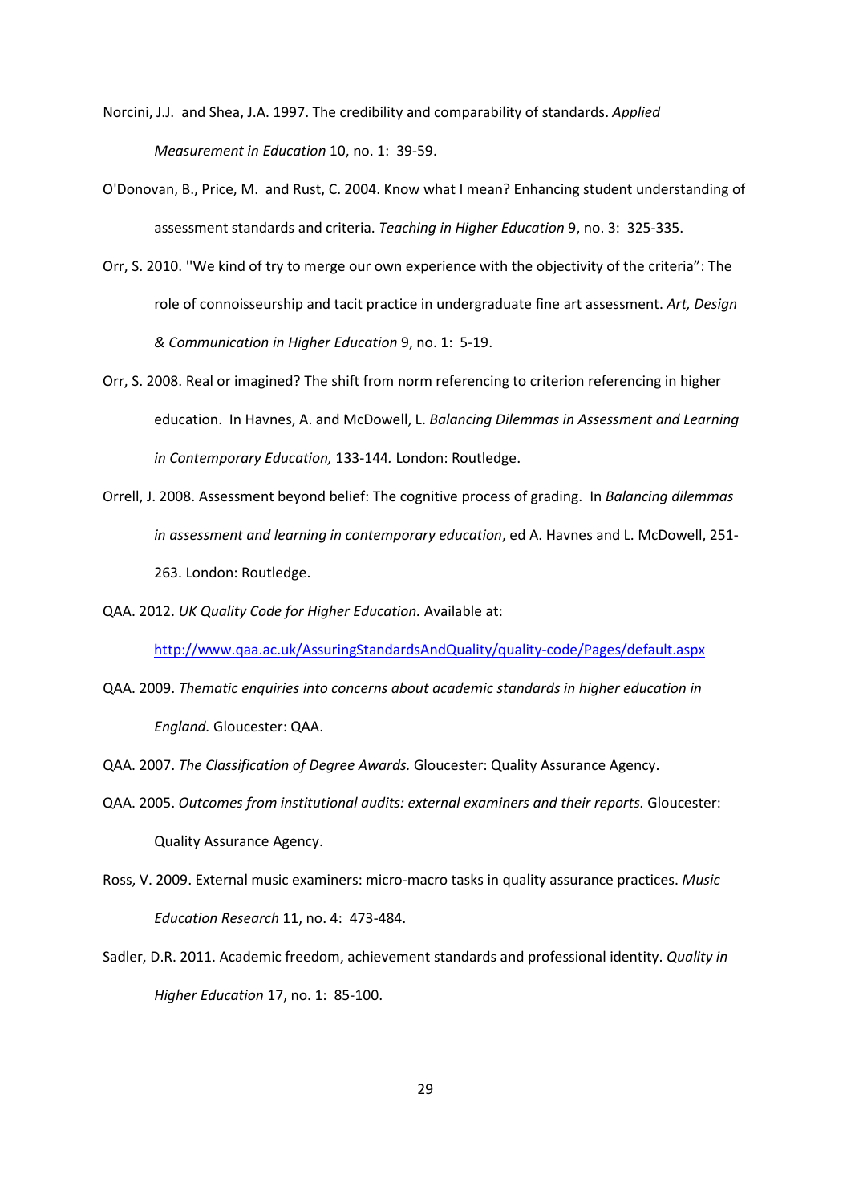Norcini, J.J. and Shea, J.A. 1997. The credibility and comparability of standards. *Applied Measurement in Education* 10, no. 1: 39-59.

O'Donovan, B., Price, M. and Rust, C. 2004. Know what I mean? Enhancing student understanding of assessment standards and criteria. *Teaching in Higher Education* 9, no. 3: 325-335.

Orr, S. 2010. ''We kind of try to merge our own experience with the objectivity of the criteria": The role of connoisseurship and tacit practice in undergraduate fine art assessment. *Art, Design & Communication in Higher Education* 9, no. 1: 5-19.

Orr, S. 2008. Real or imagined? The shift from norm referencing to criterion referencing in higher education. In Havnes, A. and McDowell, L. *Balancing Dilemmas in Assessment and Learning in Contemporary Education,* 133-144*.* London: Routledge.

Orrell, J. 2008. Assessment beyond belief: The cognitive process of grading. In *Balancing dilemmas in assessment and learning in contemporary education*, ed A. Havnes and L. McDowell, 251-263. London: Routledge.

QAA. 2012. *UK Quality Code for Higher Education.* Available at: [http://www.qaa.ac.uk/AssuringStandardsAndQuality/quality-code/Pages/default.aspx](http://www.qaa.ac.uk/AssuringStandardsAndQuality/quality-code/Pages/default.aspx)

QAA. 2009. *Thematic enquiries into concerns about academic standards in higher education in England.* Gloucester: QAA.

QAA. 2007. *The Classification of Degree Awards.* Gloucester: Quality Assurance Agency.

QAA. 2005. *Outcomes from institutional audits: external examiners and their reports.* Gloucester: Quality Assurance Agency.

Ross, V. 2009. External music examiners: micro-macro tasks in quality assurance practices. *Music Education Research* 11, no. 4: 473-484.

Sadler, D.R. 2011. Academic freedom, achievement standards and professional identity. *Quality in Higher Education* 17, no. 1: 85-100.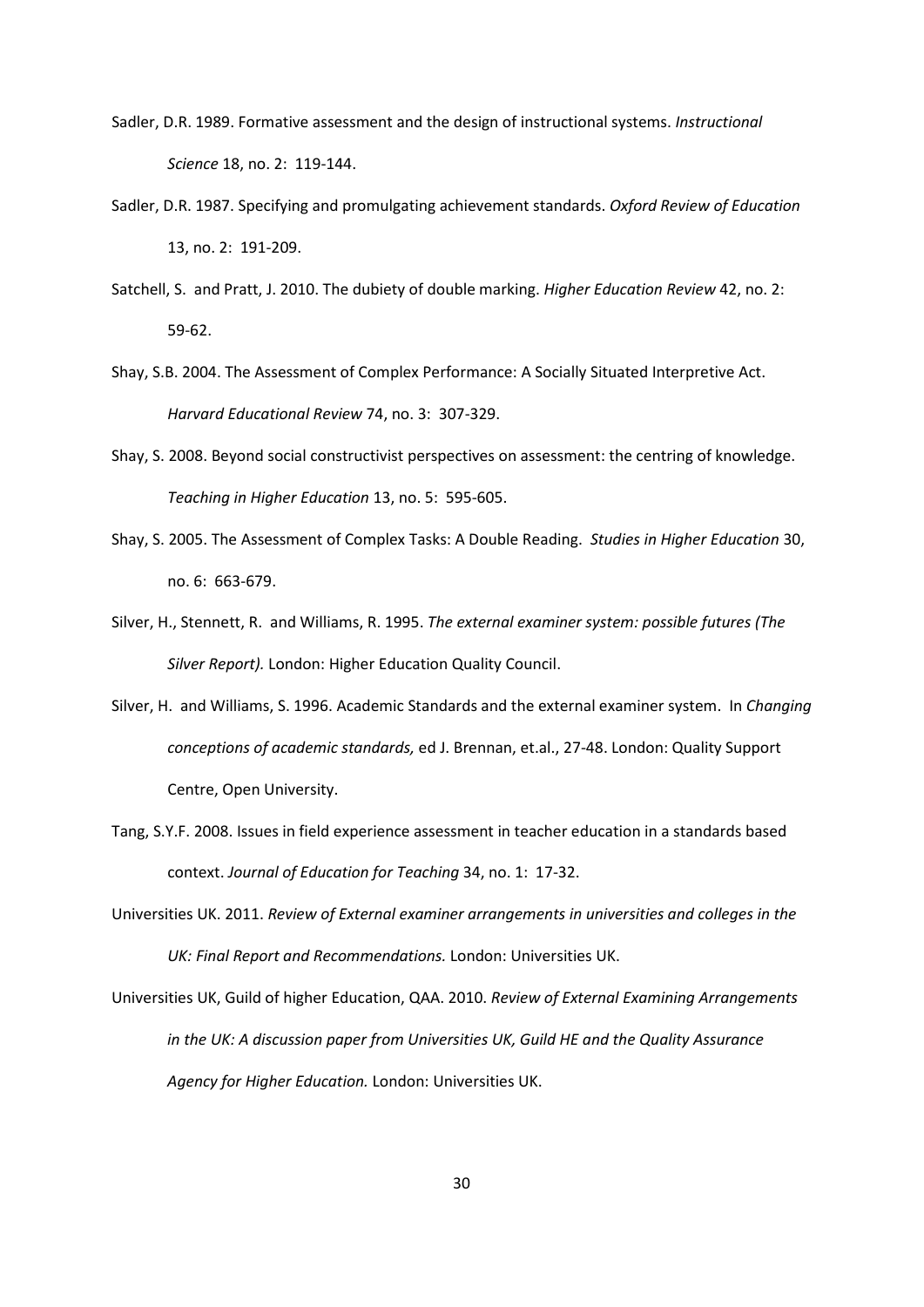Sadler, D.R. 1989. Formative assessment and the design of instructional systems. *Instructional Science* 18, no. 2: 119-144.

Sadler, D.R. 1987. Specifying and promulgating achievement standards. *Oxford Review of Education* 13, no. 2: 191-209.

Satchell, S. and Pratt, J. 2010. The dubiety of double marking. *Higher Education Review* 42, no. 2: 59-62.

Shay, S.B. 2004. The Assessment of Complex Performance: A Socially Situated Interpretive Act. *Harvard Educational Review* 74, no. 3: 307-329.

Shay, S. 2008. Beyond social constructivist perspectives on assessment: the centring of knowledge. *Teaching in Higher Education* 13, no. 5: 595-605.

Shay, S. 2005. The Assessment of Complex Tasks: A Double Reading. *Studies in Higher Education* 30, no. 6: 663-679.

Silver, H., Stennett, R. and Williams, R. 1995. *The external examiner system: possible futures (The Silver Report).* London: Higher Education Quality Council.

Silver, H. and Williams, S. 1996. Academic Standards and the external examiner system. In *Changing conceptions of academic standards,* ed J. Brennan, et.al., 27-48. London: Quality Support Centre, Open University.

Tang, S.Y.F. 2008. Issues in field experience assessment in teacher education in a standards based context. *Journal of Education for Teaching* 34, no. 1: 17-32.

Universities UK. 2011. *Review of External examiner arrangements in universities and colleges in the UK: Final Report and Recommendations.* London: Universities UK.

Universities UK, Guild of higher Education, QAA. 2010. *Review of External Examining Arrangements in the UK: A discussion paper from Universities UK, Guild HE and the Quality Assurance Agency for Higher Education.* London: Universities UK.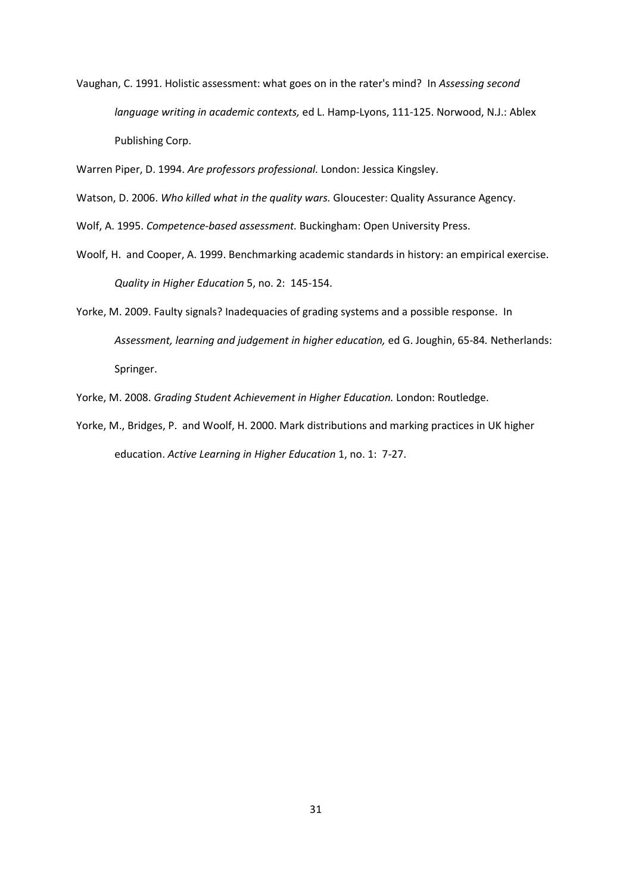Vaughan, C. 1991. Holistic assessment: what goes on in the rater's mind? In *Assessing second language writing in academic contexts,* ed L. Hamp-Lyons, 111-125. Norwood, N.J.: Ablex Publishing Corp.

Warren Piper, D. 1994. *Are professors professional.* London: Jessica Kingsley.

Watson, D. 2006. *Who killed what in the quality wars.* Gloucester: Quality Assurance Agency.

Wolf, A. 1995. *Competence-based assessment.* Buckingham: Open University Press.

Woolf, H. and Cooper, A. 1999. Benchmarking academic standards in history: an empirical exercise. *Quality in Higher Education* 5, no. 2: 145-154.

Yorke, M. 2009. Faulty signals? Inadequacies of grading systems and a possible response. In *Assessment, learning and judgement in higher education,* ed G. Joughin, 65-84*.* Netherlands: Springer.

Yorke, M. 2008. *Grading Student Achievement in Higher Education.* London: Routledge.

Yorke, M., Bridges, P. and Woolf, H. 2000. Mark distributions and marking practices in UK higher education. *Active Learning in Higher Education* 1, no. 1: 7-27.